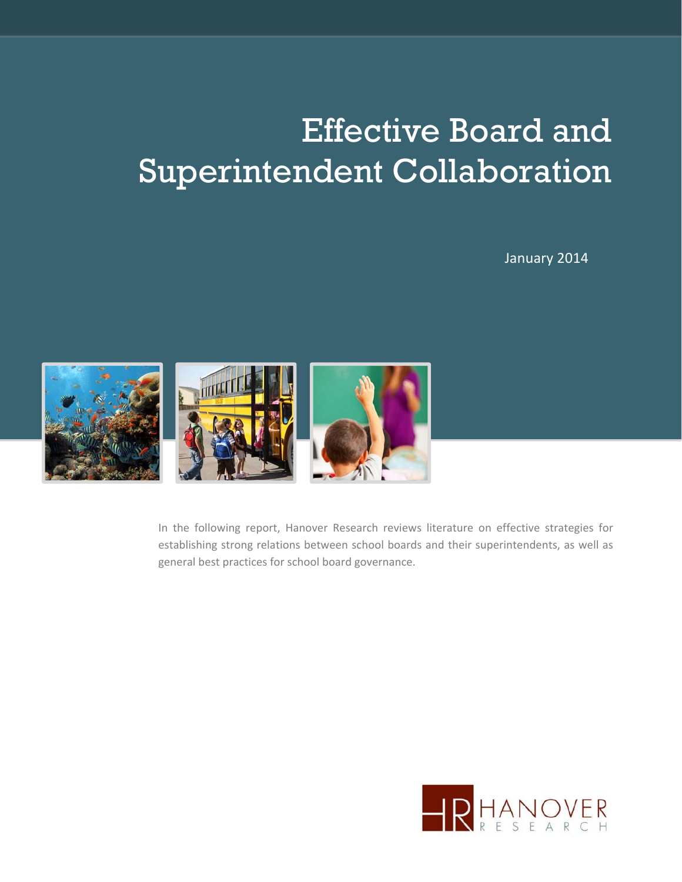# Effective Board and Superintendent Collaboration

January 2014

In the following report, Hanover Research reviews literature on effective strategies for establishing strong relations between school boards and their superintendents, as well as general best practices for school board governance.

HANOVER RESEARCH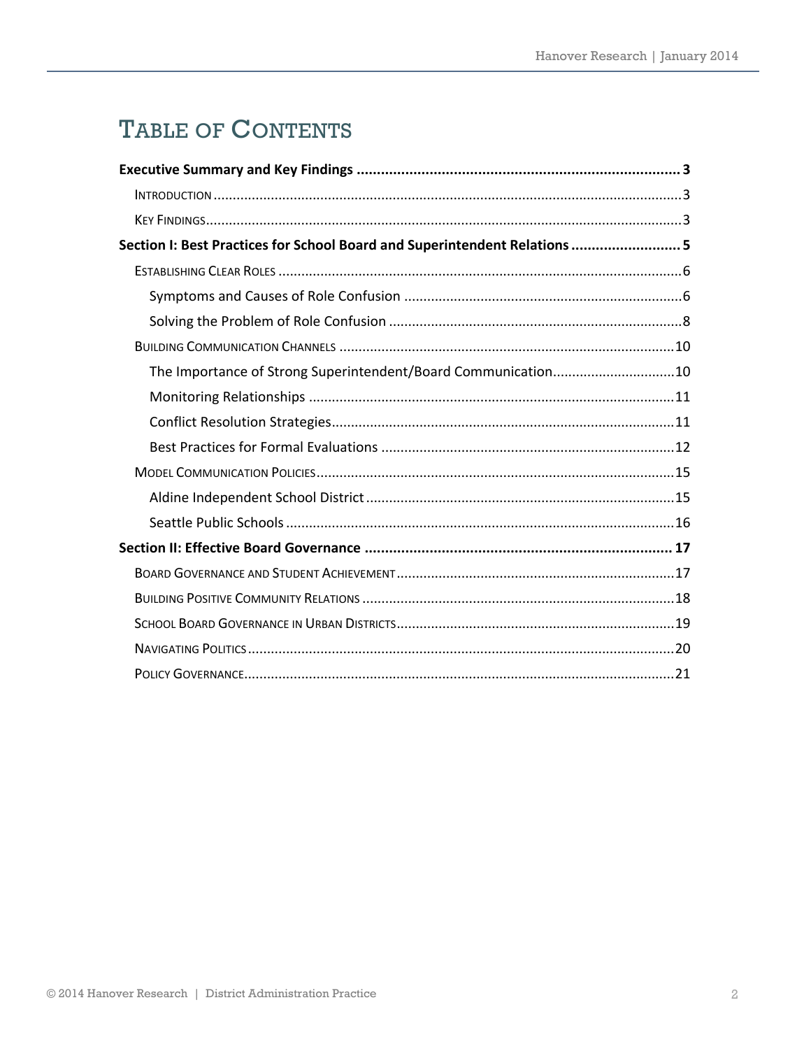# TABLE OF CONTENTS

**Executive Summary and Key Findings** ... **3**

- Introduction ... 3
- Key Findings ... 3

**Section I: Best Practices for School Board and Superintendent Relations** ... **5**

- Establishing Clear Roles ... 6
  - Symptoms and Causes of Role Confusion ... 6
  - Solving the Problem of Role Confusion ... 8
- Building Communication Channels ... 10
  - The Importance of Strong Superintendent/Board Communication ... 10
  - Monitoring Relationships ... 11
  - Conflict Resolution Strategies ... 11
  - Best Practices for Formal Evaluations ... 12
- Model Communication Policies ... 15
  - Aldine Independent School District ... 15
  - Seattle Public Schools ... 16

**Section II: Effective Board Governance** ... **17**

- Board Governance and Student Achievement ... 17
- Building Positive Community Relations ... 18
- School Board Governance in Urban Districts ... 19
- Navigating Politics ... 20
- Policy Governance ... 21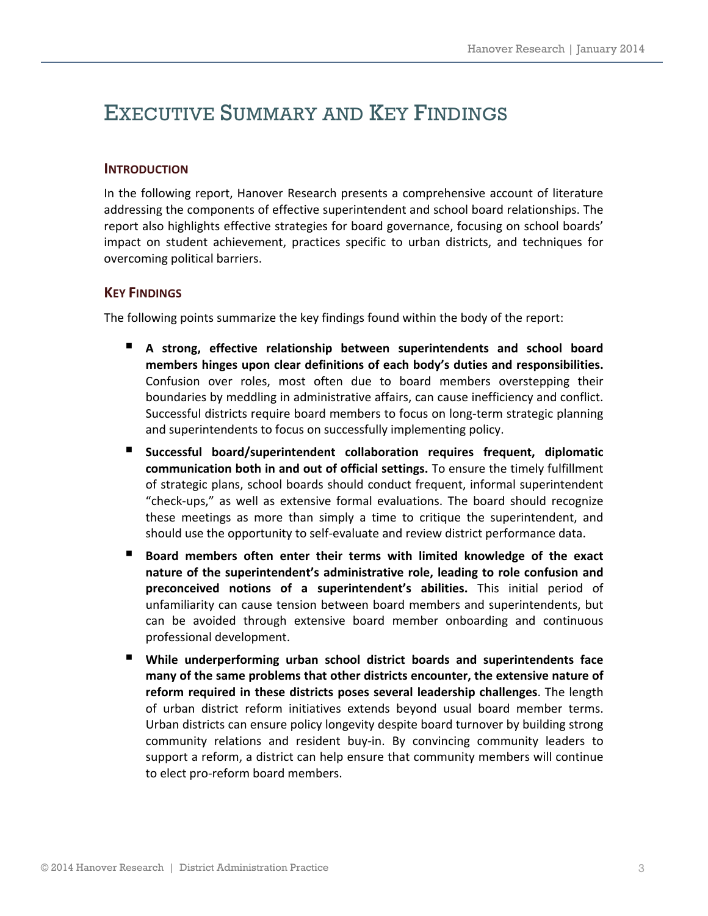# Executive Summary and Key Findings

## Introduction

In the following report, Hanover Research presents a comprehensive account of literature addressing the components of effective superintendent and school board relationships. The report also highlights effective strategies for board governance, focusing on school boards' impact on student achievement, practices specific to urban districts, and techniques for overcoming political barriers.

## Key Findings

The following points summarize the key findings found within the body of the report:

- **A strong, effective relationship between superintendents and school board members hinges upon clear definitions of each body's duties and responsibilities.** Confusion over roles, most often due to board members overstepping their boundaries by meddling in administrative affairs, can cause inefficiency and conflict. Successful districts require board members to focus on long-term strategic planning and superintendents to focus on successfully implementing policy.
- **Successful board/superintendent collaboration requires frequent, diplomatic communication both in and out of official settings.** To ensure the timely fulfillment of strategic plans, school boards should conduct frequent, informal superintendent "check-ups," as well as extensive formal evaluations. The board should recognize these meetings as more than simply a time to critique the superintendent, and should use the opportunity to self-evaluate and review district performance data.
- **Board members often enter their terms with limited knowledge of the exact nature of the superintendent's administrative role, leading to role confusion and preconceived notions of a superintendent's abilities.** This initial period of unfamiliarity can cause tension between board members and superintendents, but can be avoided through extensive board member onboarding and continuous professional development.
- **While underperforming urban school district boards and superintendents face many of the same problems that other districts encounter, the extensive nature of reform required in these districts poses several leadership challenges**. The length of urban district reform initiatives extends beyond usual board member terms. Urban districts can ensure policy longevity despite board turnover by building strong community relations and resident buy-in. By convincing community leaders to support a reform, a district can help ensure that community members will continue to elect pro-reform board members.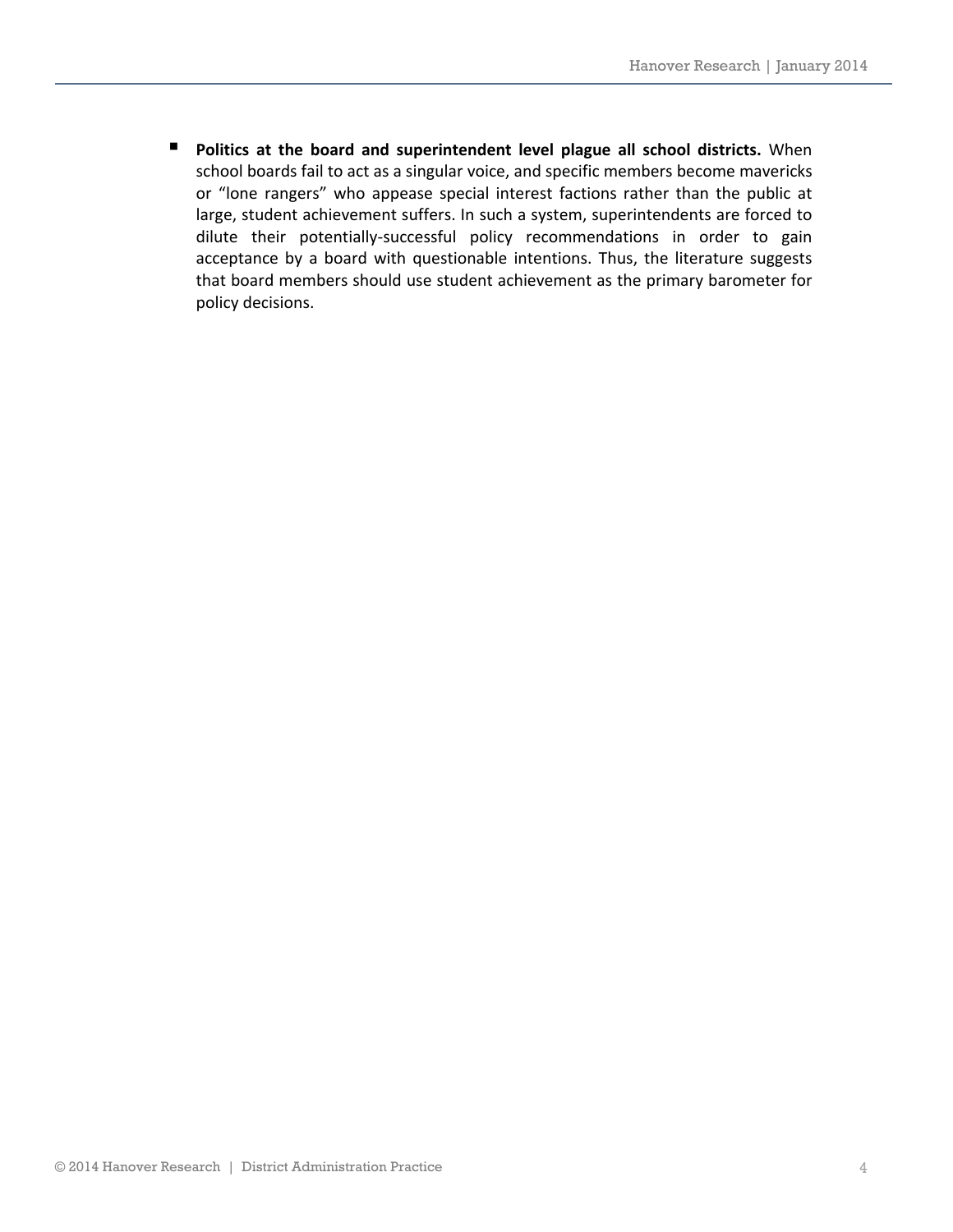- **Politics at the board and superintendent level plague all school districts.** When school boards fail to act as a singular voice, and specific members become mavericks or "lone rangers" who appease special interest factions rather than the public at large, student achievement suffers. In such a system, superintendents are forced to dilute their potentially-successful policy recommendations in order to gain acceptance by a board with questionable intentions. Thus, the literature suggests that board members should use student achievement as the primary barometer for policy decisions.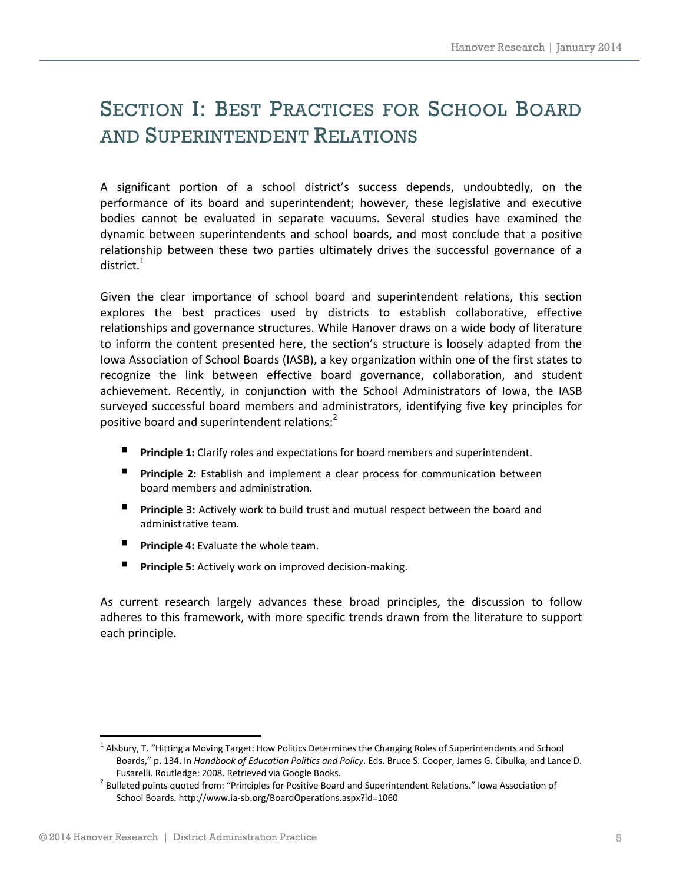# Section I: Best Practices for School Board and Superintendent Relations

A significant portion of a school district's success depends, undoubtedly, on the performance of its board and superintendent; however, these legislative and executive bodies cannot be evaluated in separate vacuums. Several studies have examined the dynamic between superintendents and school boards, and most conclude that a positive relationship between these two parties ultimately drives the successful governance of a district.[1]

Given the clear importance of school board and superintendent relations, this section explores the best practices used by districts to establish collaborative, effective relationships and governance structures. While Hanover draws on a wide body of literature to inform the content presented here, the section's structure is loosely adapted from the Iowa Association of School Boards (IASB), a key organization within one of the first states to recognize the link between effective board governance, collaboration, and student achievement. Recently, in conjunction with the School Administrators of Iowa, the IASB surveyed successful board members and administrators, identifying five key principles for positive board and superintendent relations:[2]

- **Principle 1:** Clarify roles and expectations for board members and superintendent.
- **Principle 2:** Establish and implement a clear process for communication between board members and administration.
- **Principle 3:** Actively work to build trust and mutual respect between the board and administrative team.
- **Principle 4:** Evaluate the whole team.
- **Principle 5:** Actively work on improved decision-making.

As current research largely advances these broad principles, the discussion to follow adheres to this framework, with more specific trends drawn from the literature to support each principle.

---

[1] Alsbury, T. "Hitting a Moving Target: How Politics Determines the Changing Roles of Superintendents and School Boards," p. 134. In *Handbook of Education Politics and Policy*. Eds. Bruce S. Cooper, James G. Cibulka, and Lance D. Fusarelli. Routledge: 2008. Retrieved via Google Books.

[2] Bulleted points quoted from: "Principles for Positive Board and Superintendent Relations." Iowa Association of School Boards. http://www.ia-sb.org/BoardOperations.aspx?id=1060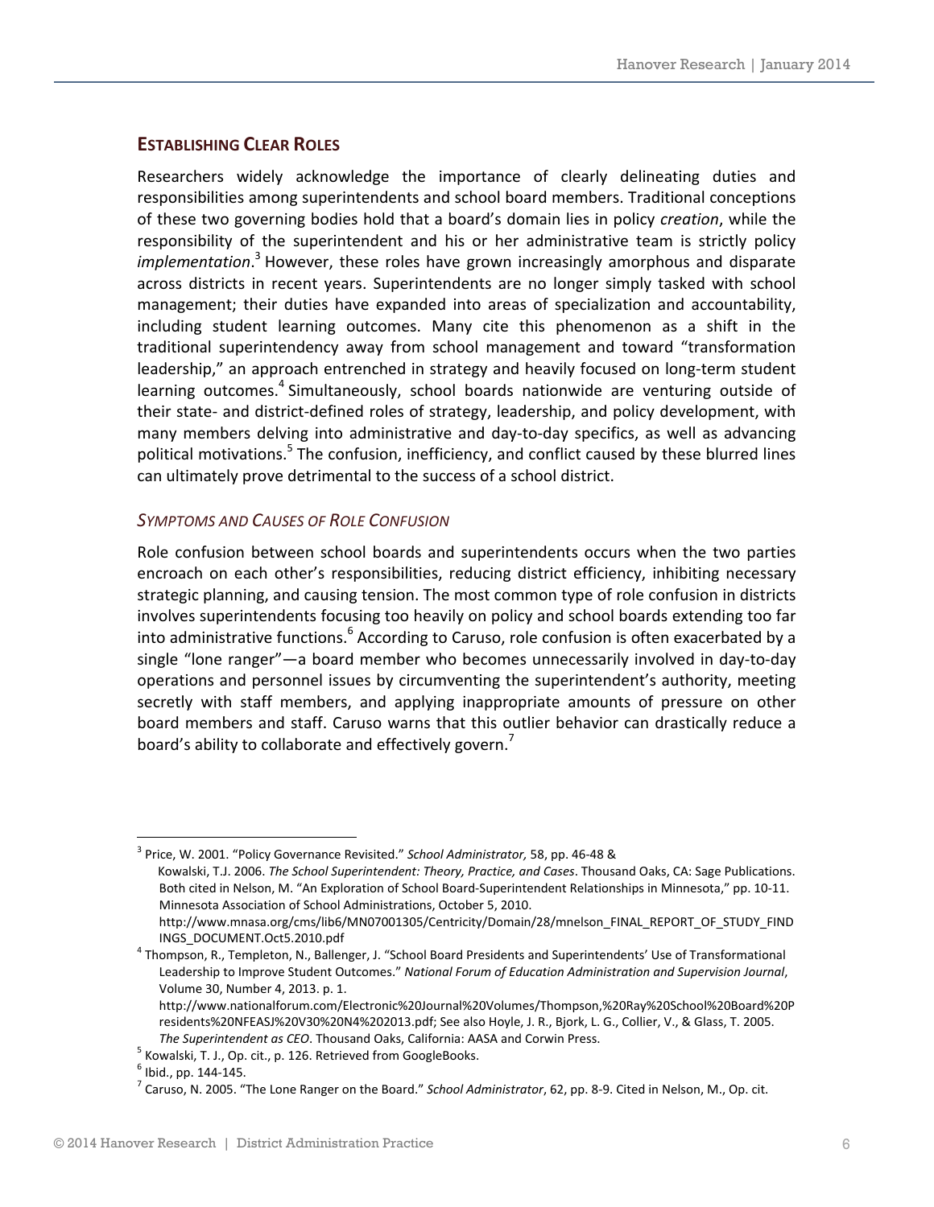## ESTABLISHING CLEAR ROLES

Researchers widely acknowledge the importance of clearly delineating duties and responsibilities among superintendents and school board members. Traditional conceptions of these two governing bodies hold that a board's domain lies in policy *creation*, while the responsibility of the superintendent and his or her administrative team is strictly policy *implementation*.[3] However, these roles have grown increasingly amorphous and disparate across districts in recent years. Superintendents are no longer simply tasked with school management; their duties have expanded into areas of specialization and accountability, including student learning outcomes. Many cite this phenomenon as a shift in the traditional superintendency away from school management and toward "transformation leadership," an approach entrenched in strategy and heavily focused on long-term student learning outcomes.[4] Simultaneously, school boards nationwide are venturing outside of their state- and district-defined roles of strategy, leadership, and policy development, with many members delving into administrative and day-to-day specifics, as well as advancing political motivations.[5] The confusion, inefficiency, and conflict caused by these blurred lines can ultimately prove detrimental to the success of a school district.

### *SYMPTOMS AND CAUSES OF ROLE CONFUSION*

Role confusion between school boards and superintendents occurs when the two parties encroach on each other's responsibilities, reducing district efficiency, inhibiting necessary strategic planning, and causing tension. The most common type of role confusion in districts involves superintendents focusing too heavily on policy and school boards extending too far into administrative functions.[6] According to Caruso, role confusion is often exacerbated by a single "lone ranger"—a board member who becomes unnecessarily involved in day-to-day operations and personnel issues by circumventing the superintendent's authority, meeting secretly with staff members, and applying inappropriate amounts of pressure on other board members and staff. Caruso warns that this outlier behavior can drastically reduce a board's ability to collaborate and effectively govern.[7]

---

[3] Price, W. 2001. "Policy Governance Revisited." *School Administrator,* 58, pp. 46-48 & Kowalski, T.J. 2006. *The School Superintendent: Theory, Practice, and Cases*. Thousand Oaks, CA: Sage Publications. Both cited in Nelson, M. "An Exploration of School Board-Superintendent Relationships in Minnesota," pp. 10-11. Minnesota Association of School Administrations, October 5, 2010. http://www.mnasa.org/cms/lib6/MN07001305/Centricity/Domain/28/mnelson_FINAL_REPORT_OF_STUDY_FINDINGS_DOCUMENT.Oct5.2010.pdf

[4] Thompson, R., Templeton, N., Ballenger, J. "School Board Presidents and Superintendents' Use of Transformational Leadership to Improve Student Outcomes." *National Forum of Education Administration and Supervision Journal*, Volume 30, Number 4, 2013. p. 1. http://www.nationalforum.com/Electronic%20Journal%20Volumes/Thompson,%20Ray%20School%20Board%20Presidents%20NFEASJ%20V30%20N4%202013.pdf; See also Hoyle, J. R., Bjork, L. G., Collier, V., & Glass, T. 2005. *The Superintendent as CEO*. Thousand Oaks, California: AASA and Corwin Press.

[5] Kowalski, T. J., Op. cit., p. 126. Retrieved from GoogleBooks.

[6] Ibid., pp. 144-145.

[7] Caruso, N. 2005. "The Lone Ranger on the Board." *School Administrator*, 62, pp. 8-9. Cited in Nelson, M., Op. cit.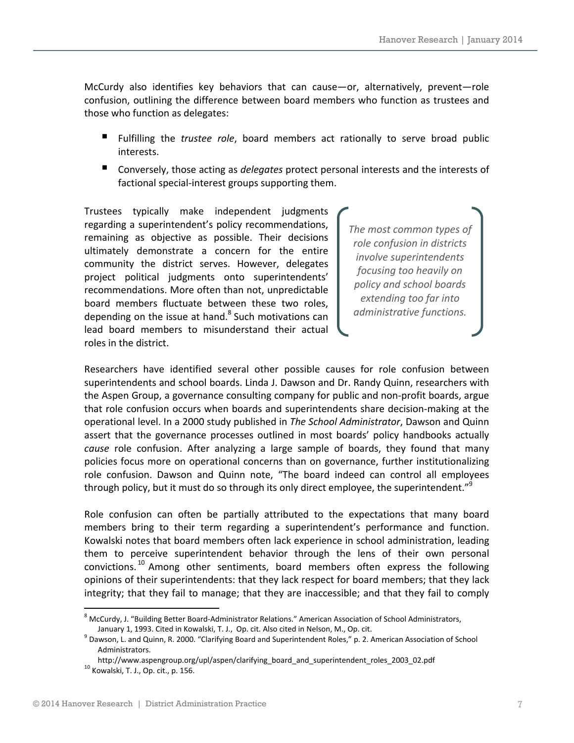McCurdy also identifies key behaviors that can cause—or, alternatively, prevent—role confusion, outlining the difference between board members who function as trustees and those who function as delegates:

- Fulfilling the *trustee role*, board members act rationally to serve broad public interests.
- Conversely, those acting as *delegates* protect personal interests and the interests of factional special-interest groups supporting them.

Trustees typically make independent judgments regarding a superintendent's policy recommendations, remaining as objective as possible. Their decisions ultimately demonstrate a concern for the entire community the district serves. However, delegates project political judgments onto superintendents' recommendations. More often than not, unpredictable board members fluctuate between these two roles, depending on the issue at hand.[8] Such motivations can lead board members to misunderstand their actual roles in the district.

> *The most common types of role confusion in districts involve superintendents focusing too heavily on policy and school boards extending too far into administrative functions.*

Researchers have identified several other possible causes for role confusion between superintendents and school boards. Linda J. Dawson and Dr. Randy Quinn, researchers with the Aspen Group, a governance consulting company for public and non-profit boards, argue that role confusion occurs when boards and superintendents share decision-making at the operational level. In a 2000 study published in *The School Administrator*, Dawson and Quinn assert that the governance processes outlined in most boards' policy handbooks actually *cause* role confusion. After analyzing a large sample of boards, they found that many policies focus more on operational concerns than on governance, further institutionalizing role confusion. Dawson and Quinn note, "The board indeed can control all employees through policy, but it must do so through its only direct employee, the superintendent."[9]

Role confusion can often be partially attributed to the expectations that many board members bring to their term regarding a superintendent's performance and function. Kowalski notes that board members often lack experience in school administration, leading them to perceive superintendent behavior through the lens of their own personal convictions.[10] Among other sentiments, board members often express the following opinions of their superintendents: that they lack respect for board members; that they lack integrity; that they fail to manage; that they are inaccessible; and that they fail to comply

---

[8] McCurdy, J. "Building Better Board-Administrator Relations." American Association of School Administrators, January 1, 1993. Cited in Kowalski, T. J., Op. cit. Also cited in Nelson, M., Op. cit.

[9] Dawson, L. and Quinn, R. 2000. "Clarifying Board and Superintendent Roles," p. 2. American Association of School Administrators. http://www.aspengroup.org/upl/aspen/clarifying_board_and_superintendent_roles_2003_02.pdf

[10] Kowalski, T. J., Op. cit., p. 156.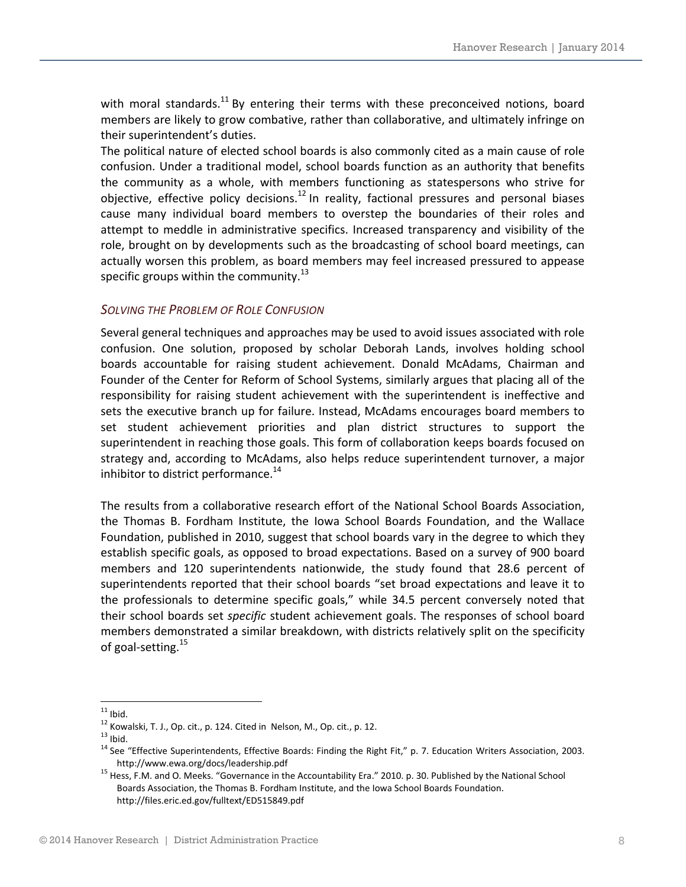with moral standards.[11] By entering their terms with these preconceived notions, board members are likely to grow combative, rather than collaborative, and ultimately infringe on their superintendent's duties.

The political nature of elected school boards is also commonly cited as a main cause of role confusion. Under a traditional model, school boards function as an authority that benefits the community as a whole, with members functioning as statespersons who strive for objective, effective policy decisions.[12] In reality, factional pressures and personal biases cause many individual board members to overstep the boundaries of their roles and attempt to meddle in administrative specifics. Increased transparency and visibility of the role, brought on by developments such as the broadcasting of school board meetings, can actually worsen this problem, as board members may feel increased pressured to appease specific groups within the community.[13]

### *Solving the Problem of Role Confusion*

Several general techniques and approaches may be used to avoid issues associated with role confusion. One solution, proposed by scholar Deborah Lands, involves holding school boards accountable for raising student achievement. Donald McAdams, Chairman and Founder of the Center for Reform of School Systems, similarly argues that placing all of the responsibility for raising student achievement with the superintendent is ineffective and sets the executive branch up for failure. Instead, McAdams encourages board members to set student achievement priorities and plan district structures to support the superintendent in reaching those goals. This form of collaboration keeps boards focused on strategy and, according to McAdams, also helps reduce superintendent turnover, a major inhibitor to district performance.[14]

The results from a collaborative research effort of the National School Boards Association, the Thomas B. Fordham Institute, the Iowa School Boards Foundation, and the Wallace Foundation, published in 2010, suggest that school boards vary in the degree to which they establish specific goals, as opposed to broad expectations. Based on a survey of 900 board members and 120 superintendents nationwide, the study found that 28.6 percent of superintendents reported that their school boards "set broad expectations and leave it to the professionals to determine specific goals," while 34.5 percent conversely noted that their school boards set *specific* student achievement goals. The responses of school board members demonstrated a similar breakdown, with districts relatively split on the specificity of goal-setting.[15]

---

[11] Ibid.

[12] Kowalski, T. J., Op. cit., p. 124. Cited in Nelson, M., Op. cit., p. 12.

[13] Ibid.

[14] See "Effective Superintendents, Effective Boards: Finding the Right Fit," p. 7. Education Writers Association, 2003. http://www.ewa.org/docs/leadership.pdf

[15] Hess, F.M. and O. Meeks. "Governance in the Accountability Era." 2010. p. 30. Published by the National School Boards Association, the Thomas B. Fordham Institute, and the Iowa School Boards Foundation. http://files.eric.ed.gov/fulltext/ED515849.pdf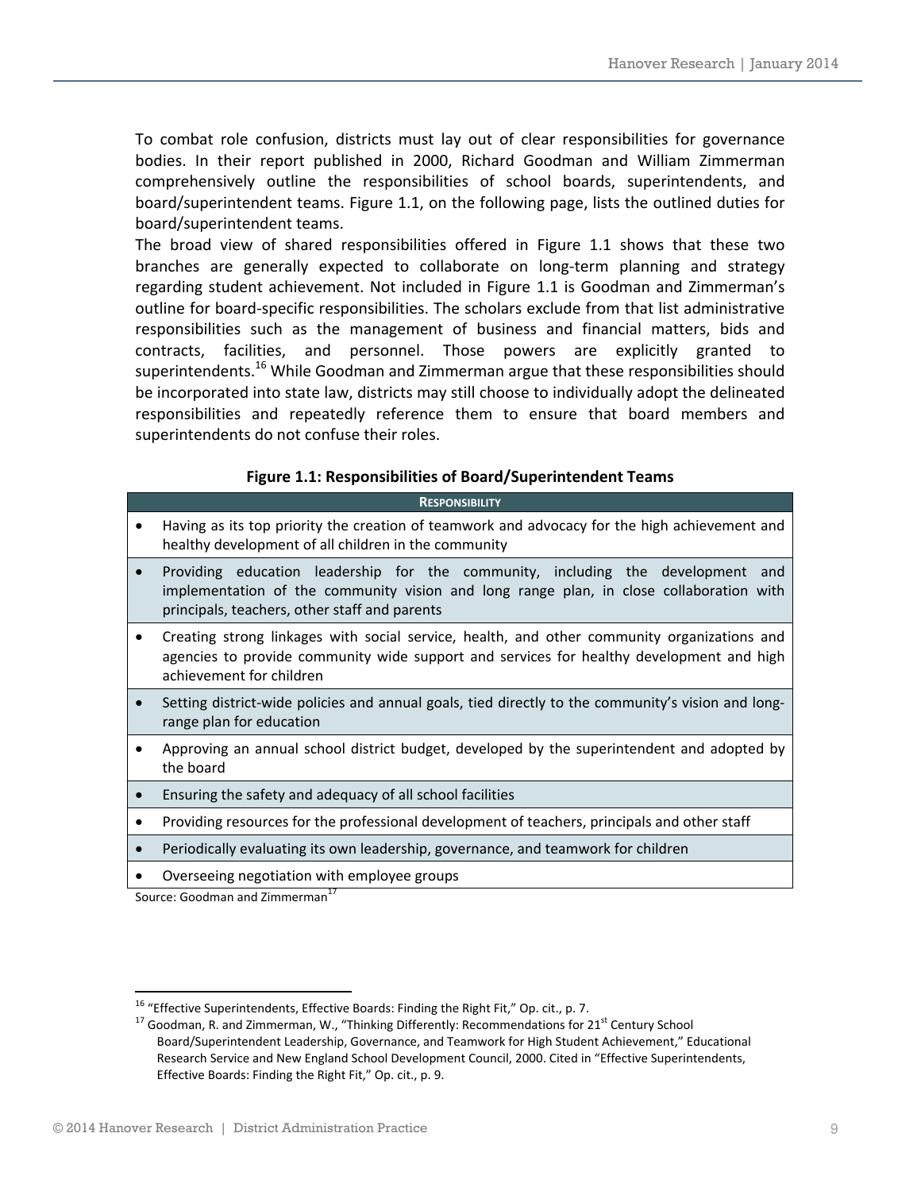To combat role confusion, districts must lay out of clear responsibilities for governance bodies. In their report published in 2000, Richard Goodman and William Zimmerman comprehensively outline the responsibilities of school boards, superintendents, and board/superintendent teams. Figure 1.1, on the following page, lists the outlined duties for board/superintendent teams.

The broad view of shared responsibilities offered in Figure 1.1 shows that these two branches are generally expected to collaborate on long-term planning and strategy regarding student achievement. Not included in Figure 1.1 is Goodman and Zimmerman's outline for board-specific responsibilities. The scholars exclude from that list administrative responsibilities such as the management of business and financial matters, bids and contracts, facilities, and personnel. Those powers are explicitly granted to superintendents.[16] While Goodman and Zimmerman argue that these responsibilities should be incorporated into state law, districts may still choose to individually adopt the delineated responsibilities and repeatedly reference them to ensure that board members and superintendents do not confuse their roles.

**Figure 1.1: Responsibilities of Board/Superintendent Teams**

| Responsibility |
|---|
| • Having as its top priority the creation of teamwork and advocacy for the high achievement and healthy development of all children in the community |
| • Providing education leadership for the community, including the development and implementation of the community vision and long range plan, in close collaboration with principals, teachers, other staff and parents |
| • Creating strong linkages with social service, health, and other community organizations and agencies to provide community wide support and services for healthy development and high achievement for children |
| • Setting district-wide policies and annual goals, tied directly to the community's vision and long-range plan for education |
| • Approving an annual school district budget, developed by the superintendent and adopted by the board |
| • Ensuring the safety and adequacy of all school facilities |
| • Providing resources for the professional development of teachers, principals and other staff |
| • Periodically evaluating its own leadership, governance, and teamwork for children |
| • Overseeing negotiation with employee groups |

Source: Goodman and Zimmerman[17]

---

[16] "Effective Superintendents, Effective Boards: Finding the Right Fit," Op. cit., p. 7.

[17] Goodman, R. and Zimmerman, W., "Thinking Differently: Recommendations for 21st Century School Board/Superintendent Leadership, Governance, and Teamwork for High Student Achievement," Educational Research Service and New England School Development Council, 2000. Cited in "Effective Superintendents, Effective Boards: Finding the Right Fit," Op. cit., p. 9.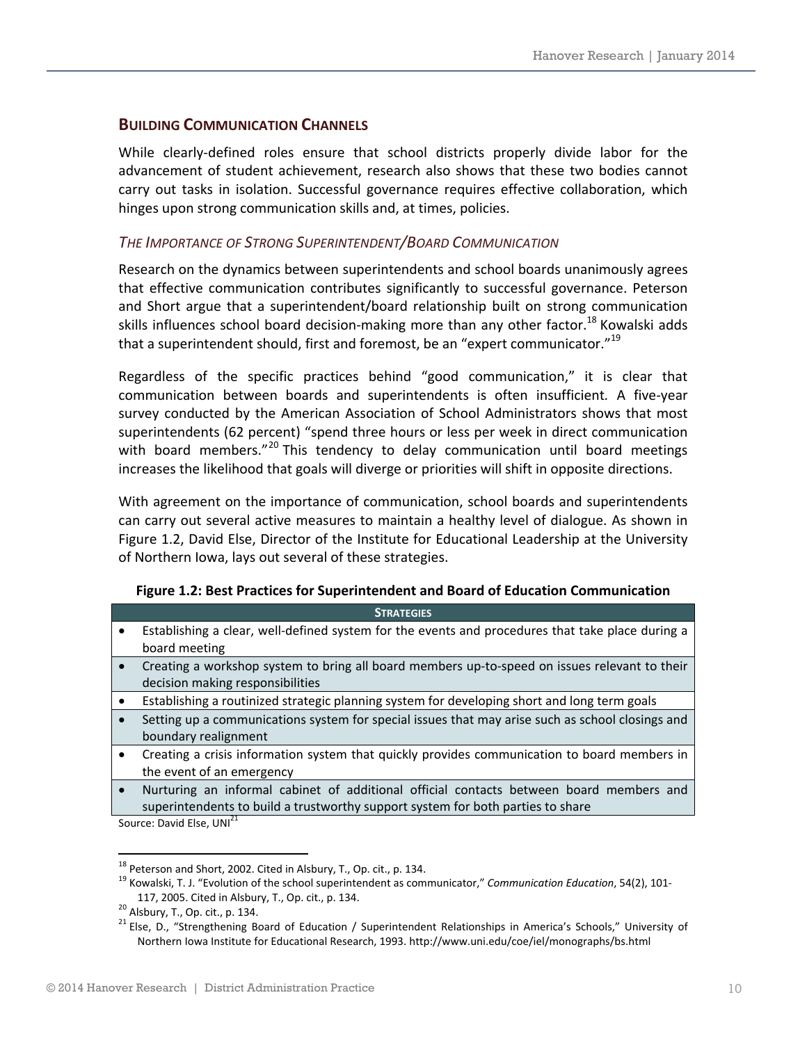## BUILDING COMMUNICATION CHANNELS

While clearly-defined roles ensure that school districts properly divide labor for the advancement of student achievement, research also shows that these two bodies cannot carry out tasks in isolation. Successful governance requires effective collaboration, which hinges upon strong communication skills and, at times, policies.

### *THE IMPORTANCE OF STRONG SUPERINTENDENT/BOARD COMMUNICATION*

Research on the dynamics between superintendents and school boards unanimously agrees that effective communication contributes significantly to successful governance. Peterson and Short argue that a superintendent/board relationship built on strong communication skills influences school board decision-making more than any other factor.[18] Kowalski adds that a superintendent should, first and foremost, be an "expert communicator."[19]

Regardless of the specific practices behind "good communication," it is clear that communication between boards and superintendents is often insufficient. A five-year survey conducted by the American Association of School Administrators shows that most superintendents (62 percent) "spend three hours or less per week in direct communication with board members."[20] This tendency to delay communication until board meetings increases the likelihood that goals will diverge or priorities will shift in opposite directions.

With agreement on the importance of communication, school boards and superintendents can carry out several active measures to maintain a healthy level of dialogue. As shown in Figure 1.2, David Else, Director of the Institute for Educational Leadership at the University of Northern Iowa, lays out several of these strategies.

**Figure 1.2: Best Practices for Superintendent and Board of Education Communication**

| STRATEGIES |
|---|
| • Establishing a clear, well-defined system for the events and procedures that take place during a board meeting |
| • Creating a workshop system to bring all board members up-to-speed on issues relevant to their decision making responsibilities |
| • Establishing a routinized strategic planning system for developing short and long term goals |
| • Setting up a communications system for special issues that may arise such as school closings and boundary realignment |
| • Creating a crisis information system that quickly provides communication to board members in the event of an emergency |
| • Nurturing an informal cabinet of additional official contacts between board members and superintendents to build a trustworthy support system for both parties to share |

Source: David Else, UNI[21]

---

[18] Peterson and Short, 2002. Cited in Alsbury, T., Op. cit., p. 134.

[19] Kowalski, T. J. "Evolution of the school superintendent as communicator," *Communication Education*, 54(2), 101-117, 2005. Cited in Alsbury, T., Op. cit., p. 134.

[20] Alsbury, T., Op. cit., p. 134.

[21] Else, D., "Strengthening Board of Education / Superintendent Relationships in America's Schools," University of Northern Iowa Institute for Educational Research, 1993. http://www.uni.edu/coe/iel/monographs/bs.html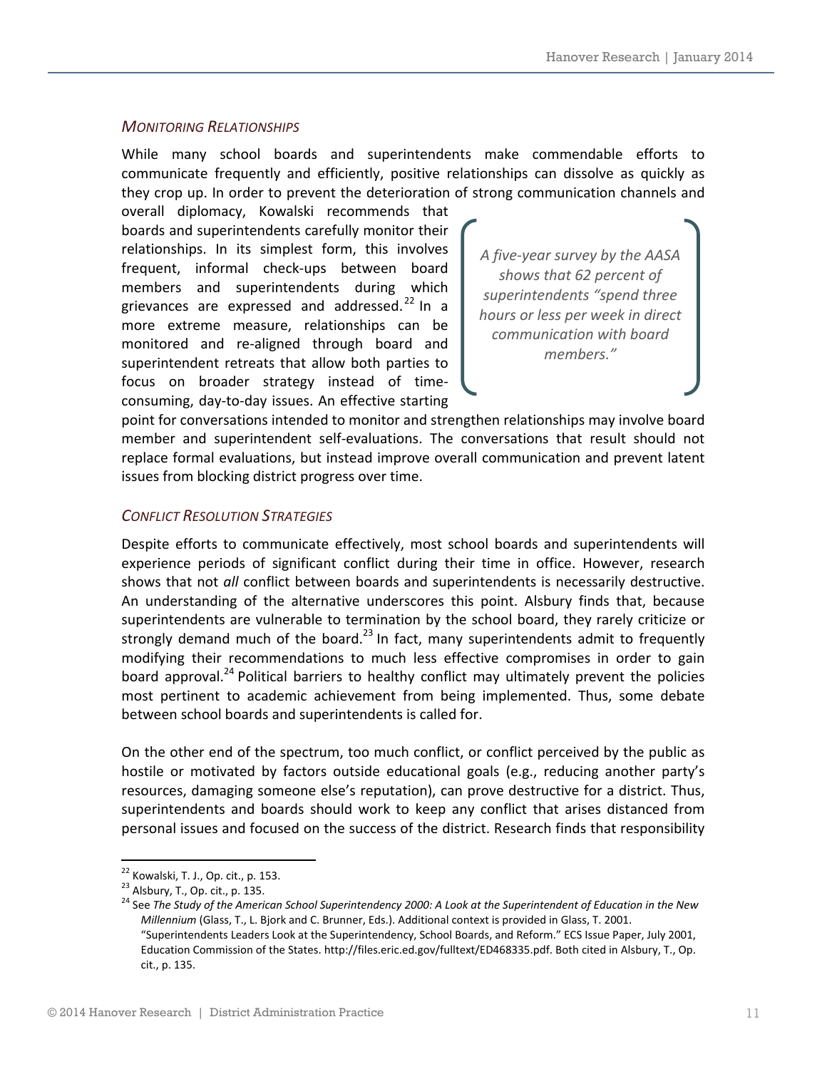### *MONITORING RELATIONSHIPS*

While many school boards and superintendents make commendable efforts to communicate frequently and efficiently, positive relationships can dissolve as quickly as they crop up. In order to prevent the deterioration of strong communication channels and overall diplomacy, Kowalski recommends that boards and superintendents carefully monitor their relationships. In its simplest form, this involves frequent, informal check-ups between board members and superintendents during which grievances are expressed and addressed.[22] In a more extreme measure, relationships can be monitored and re-aligned through board and superintendent retreats that allow both parties to focus on broader strategy instead of time-consuming, day-to-day issues. An effective starting point for conversations intended to monitor and strengthen relationships may involve board member and superintendent self-evaluations. The conversations that result should not replace formal evaluations, but instead improve overall communication and prevent latent issues from blocking district progress over time.

> *A five-year survey by the AASA shows that 62 percent of superintendents "spend three hours or less per week in direct communication with board members."*

### *CONFLICT RESOLUTION STRATEGIES*

Despite efforts to communicate effectively, most school boards and superintendents will experience periods of significant conflict during their time in office. However, research shows that not *all* conflict between boards and superintendents is necessarily destructive. An understanding of the alternative underscores this point. Alsbury finds that, because superintendents are vulnerable to termination by the school board, they rarely criticize or strongly demand much of the board.[23] In fact, many superintendents admit to frequently modifying their recommendations to much less effective compromises in order to gain board approval.[24] Political barriers to healthy conflict may ultimately prevent the policies most pertinent to academic achievement from being implemented. Thus, some debate between school boards and superintendents is called for.

On the other end of the spectrum, too much conflict, or conflict perceived by the public as hostile or motivated by factors outside educational goals (e.g., reducing another party's resources, damaging someone else's reputation), can prove destructive for a district. Thus, superintendents and boards should work to keep any conflict that arises distanced from personal issues and focused on the success of the district. Research finds that responsibility

---

[22] Kowalski, T. J., Op. cit., p. 153.

[23] Alsbury, T., Op. cit., p. 135.

[24] See *The Study of the American School Superintendency 2000: A Look at the Superintendent of Education in the New Millennium* (Glass, T., L. Bjork and C. Brunner, Eds.). Additional context is provided in Glass, T. 2001. "Superintendents Leaders Look at the Superintendency, School Boards, and Reform." ECS Issue Paper, July 2001, Education Commission of the States. http://files.eric.ed.gov/fulltext/ED468335.pdf. Both cited in Alsbury, T., Op. cit., p. 135.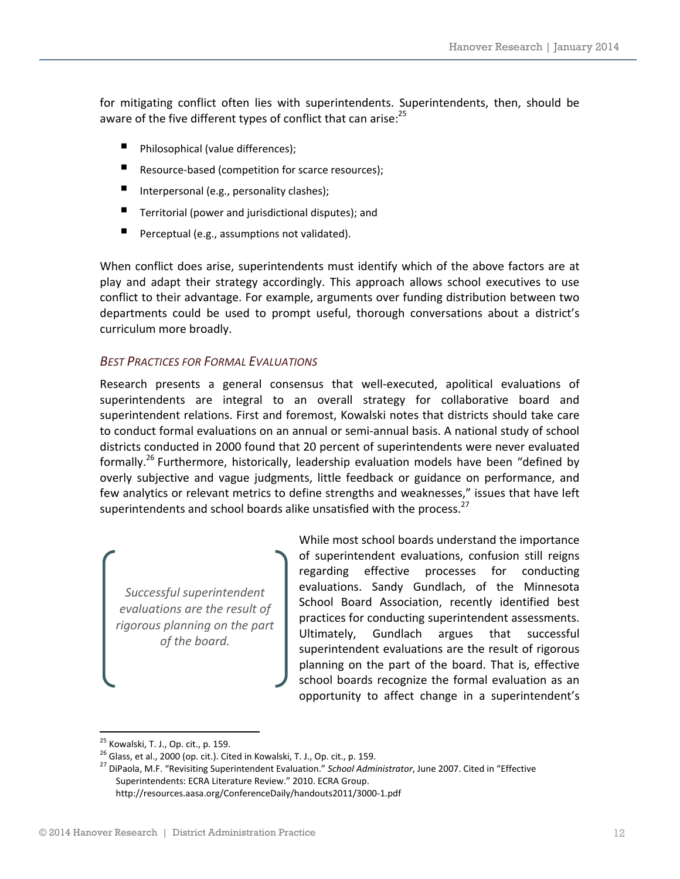for mitigating conflict often lies with superintendents. Superintendents, then, should be aware of the five different types of conflict that can arise:[25]

- Philosophical (value differences);
- Resource-based (competition for scarce resources);
- Interpersonal (e.g., personality clashes);
- Territorial (power and jurisdictional disputes); and
- Perceptual (e.g., assumptions not validated).

When conflict does arise, superintendents must identify which of the above factors are at play and adapt their strategy accordingly. This approach allows school executives to use conflict to their advantage. For example, arguments over funding distribution between two departments could be used to prompt useful, thorough conversations about a district's curriculum more broadly.

### *Best Practices for Formal Evaluations*

Research presents a general consensus that well-executed, apolitical evaluations of superintendents are integral to an overall strategy for collaborative board and superintendent relations. First and foremost, Kowalski notes that districts should take care to conduct formal evaluations on an annual or semi-annual basis. A national study of school districts conducted in 2000 found that 20 percent of superintendents were never evaluated formally.[26] Furthermore, historically, leadership evaluation models have been "defined by overly subjective and vague judgments, little feedback or guidance on performance, and few analytics or relevant metrics to define strengths and weaknesses," issues that have left superintendents and school boards alike unsatisfied with the process.[27]

> *Successful superintendent evaluations are the result of rigorous planning on the part of the board.*

While most school boards understand the importance of superintendent evaluations, confusion still reigns regarding effective processes for conducting evaluations. Sandy Gundlach, of the Minnesota School Board Association, recently identified best practices for conducting superintendent assessments. Ultimately, Gundlach argues that successful superintendent evaluations are the result of rigorous planning on the part of the board. That is, effective school boards recognize the formal evaluation as an opportunity to affect change in a superintendent's

---

[25] Kowalski, T. J., Op. cit., p. 159.

[26] Glass, et al., 2000 (op. cit.). Cited in Kowalski, T. J., Op. cit., p. 159.

[27] DiPaola, M.F. "Revisiting Superintendent Evaluation." *School Administrator*, June 2007. Cited in "Effective Superintendents: ECRA Literature Review." 2010. ECRA Group. http://resources.aasa.org/ConferenceDaily/handouts2011/3000-1.pdf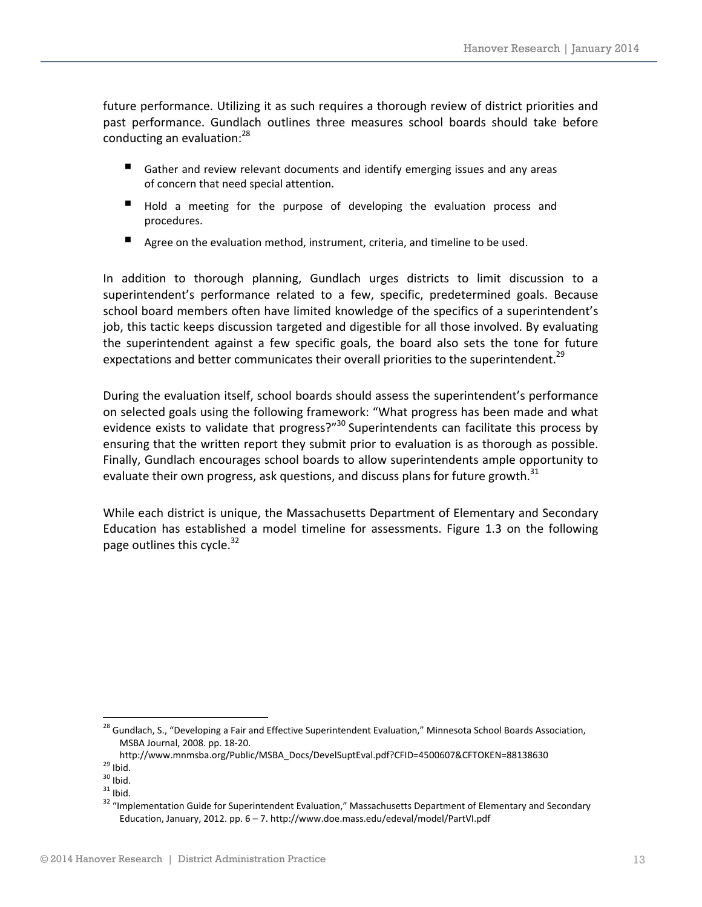future performance. Utilizing it as such requires a thorough review of district priorities and past performance. Gundlach outlines three measures school boards should take before conducting an evaluation:[28]

- Gather and review relevant documents and identify emerging issues and any areas of concern that need special attention.
- Hold a meeting for the purpose of developing the evaluation process and procedures.
- Agree on the evaluation method, instrument, criteria, and timeline to be used.

In addition to thorough planning, Gundlach urges districts to limit discussion to a superintendent's performance related to a few, specific, predetermined goals. Because school board members often have limited knowledge of the specifics of a superintendent's job, this tactic keeps discussion targeted and digestible for all those involved. By evaluating the superintendent against a few specific goals, the board also sets the tone for future expectations and better communicates their overall priorities to the superintendent.[29]

During the evaluation itself, school boards should assess the superintendent's performance on selected goals using the following framework: "What progress has been made and what evidence exists to validate that progress?"[30] Superintendents can facilitate this process by ensuring that the written report they submit prior to evaluation is as thorough as possible. Finally, Gundlach encourages school boards to allow superintendents ample opportunity to evaluate their own progress, ask questions, and discuss plans for future growth.[31]

While each district is unique, the Massachusetts Department of Elementary and Secondary Education has established a model timeline for assessments. Figure 1.3 on the following page outlines this cycle.[32]

---

[28] Gundlach, S., "Developing a Fair and Effective Superintendent Evaluation," Minnesota School Boards Association, MSBA Journal, 2008. pp. 18-20. http://www.mnmsba.org/Public/MSBA_Docs/DevelSuptEval.pdf?CFID=4500607&CFTOKEN=88138630

[29] Ibid.

[30] Ibid.

[31] Ibid.

[32] "Implementation Guide for Superintendent Evaluation," Massachusetts Department of Elementary and Secondary Education, January, 2012. pp. 6 – 7. http://www.doe.mass.edu/edeval/model/PartVI.pdf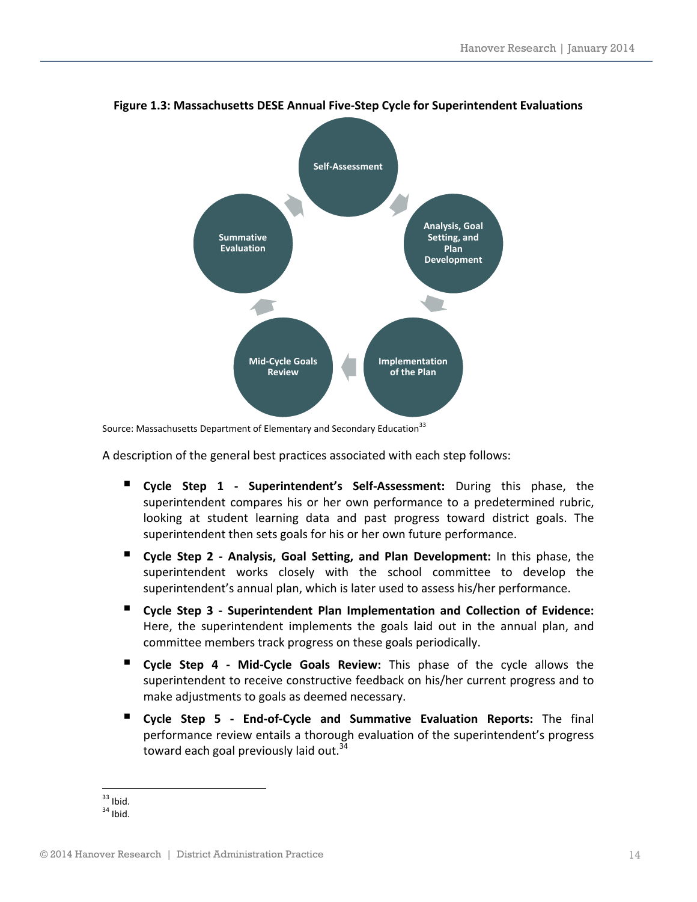**Figure 1.3: Massachusetts DESE Annual Five-Step Cycle for Superintendent Evaluations**

Self-Assessment → Analysis, Goal Setting, and Plan Development → Implementation of the Plan → Mid-Cycle Goals Review → Summative Evaluation

Source: Massachusetts Department of Elementary and Secondary Education[33]

A description of the general best practices associated with each step follows:

- **Cycle Step 1 - Superintendent's Self-Assessment:** During this phase, the superintendent compares his or her own performance to a predetermined rubric, looking at student learning data and past progress toward district goals. The superintendent then sets goals for his or her own future performance.
- **Cycle Step 2 - Analysis, Goal Setting, and Plan Development:** In this phase, the superintendent works closely with the school committee to develop the superintendent's annual plan, which is later used to assess his/her performance.
- **Cycle Step 3 - Superintendent Plan Implementation and Collection of Evidence:** Here, the superintendent implements the goals laid out in the annual plan, and committee members track progress on these goals periodically.
- **Cycle Step 4 - Mid-Cycle Goals Review:** This phase of the cycle allows the superintendent to receive constructive feedback on his/her current progress and to make adjustments to goals as deemed necessary.
- **Cycle Step 5 - End-of-Cycle and Summative Evaluation Reports:** The final performance review entails a thorough evaluation of the superintendent's progress toward each goal previously laid out.[34]

---

[33] Ibid.
[34] Ibid.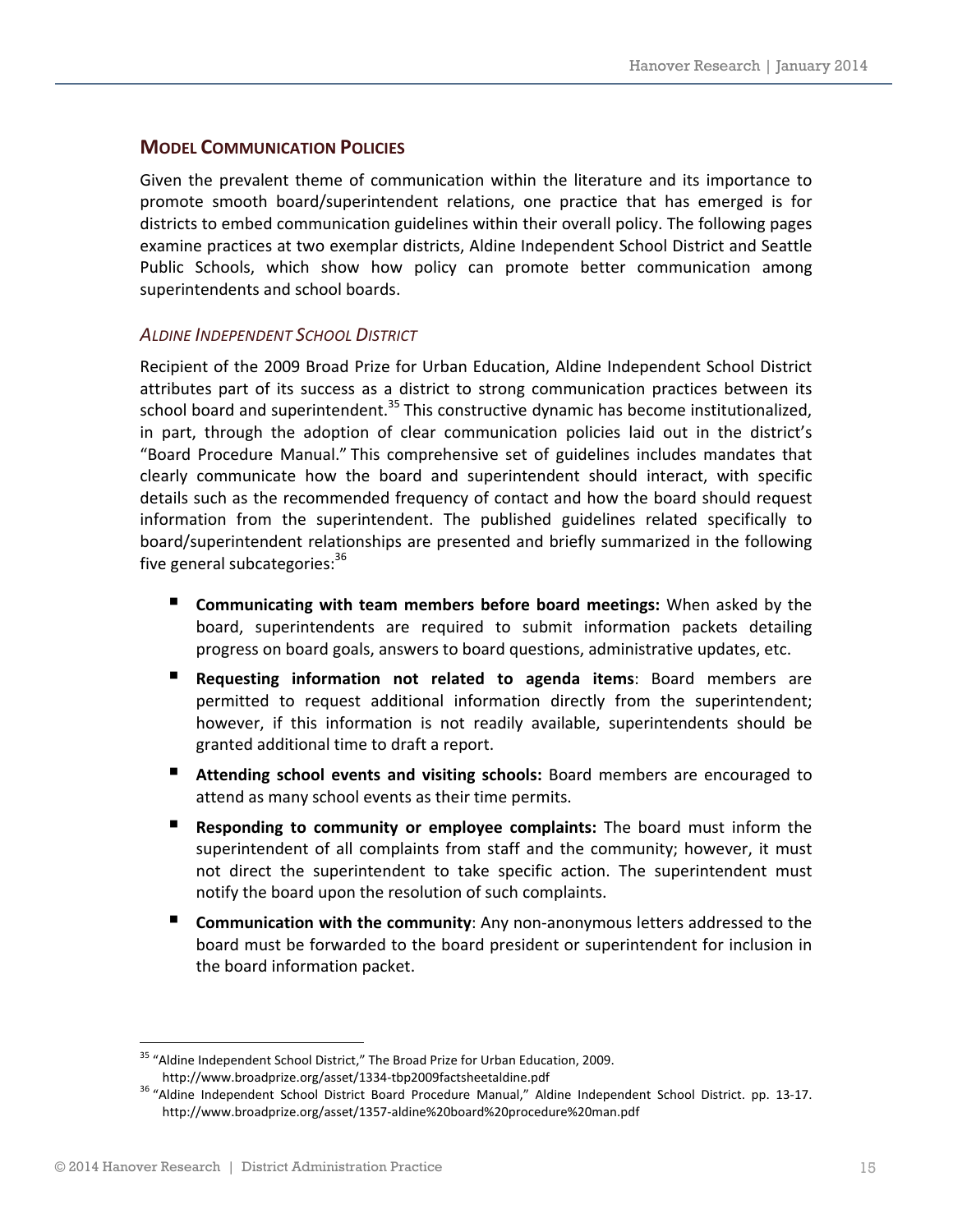## MODEL COMMUNICATION POLICIES

Given the prevalent theme of communication within the literature and its importance to promote smooth board/superintendent relations, one practice that has emerged is for districts to embed communication guidelines within their overall policy. The following pages examine practices at two exemplar districts, Aldine Independent School District and Seattle Public Schools, which show how policy can promote better communication among superintendents and school boards.

### *ALDINE INDEPENDENT SCHOOL DISTRICT*

Recipient of the 2009 Broad Prize for Urban Education, Aldine Independent School District attributes part of its success as a district to strong communication practices between its school board and superintendent.[35] This constructive dynamic has become institutionalized, in part, through the adoption of clear communication policies laid out in the district's "Board Procedure Manual." This comprehensive set of guidelines includes mandates that clearly communicate how the board and superintendent should interact, with specific details such as the recommended frequency of contact and how the board should request information from the superintendent. The published guidelines related specifically to board/superintendent relationships are presented and briefly summarized in the following five general subcategories:[36]

- **Communicating with team members before board meetings:** When asked by the board, superintendents are required to submit information packets detailing progress on board goals, answers to board questions, administrative updates, etc.
- **Requesting information not related to agenda items**: Board members are permitted to request additional information directly from the superintendent; however, if this information is not readily available, superintendents should be granted additional time to draft a report.
- **Attending school events and visiting schools:** Board members are encouraged to attend as many school events as their time permits.
- **Responding to community or employee complaints:** The board must inform the superintendent of all complaints from staff and the community; however, it must not direct the superintendent to take specific action. The superintendent must notify the board upon the resolution of such complaints.
- **Communication with the community**: Any non-anonymous letters addressed to the board must be forwarded to the board president or superintendent for inclusion in the board information packet.

---

[35] "Aldine Independent School District," The Broad Prize for Urban Education, 2009. http://www.broadprize.org/asset/1334-tbp2009factsheetaldine.pdf

[36] "Aldine Independent School District Board Procedure Manual," Aldine Independent School District. pp. 13-17. http://www.broadprize.org/asset/1357-aldine%20board%20procedure%20man.pdf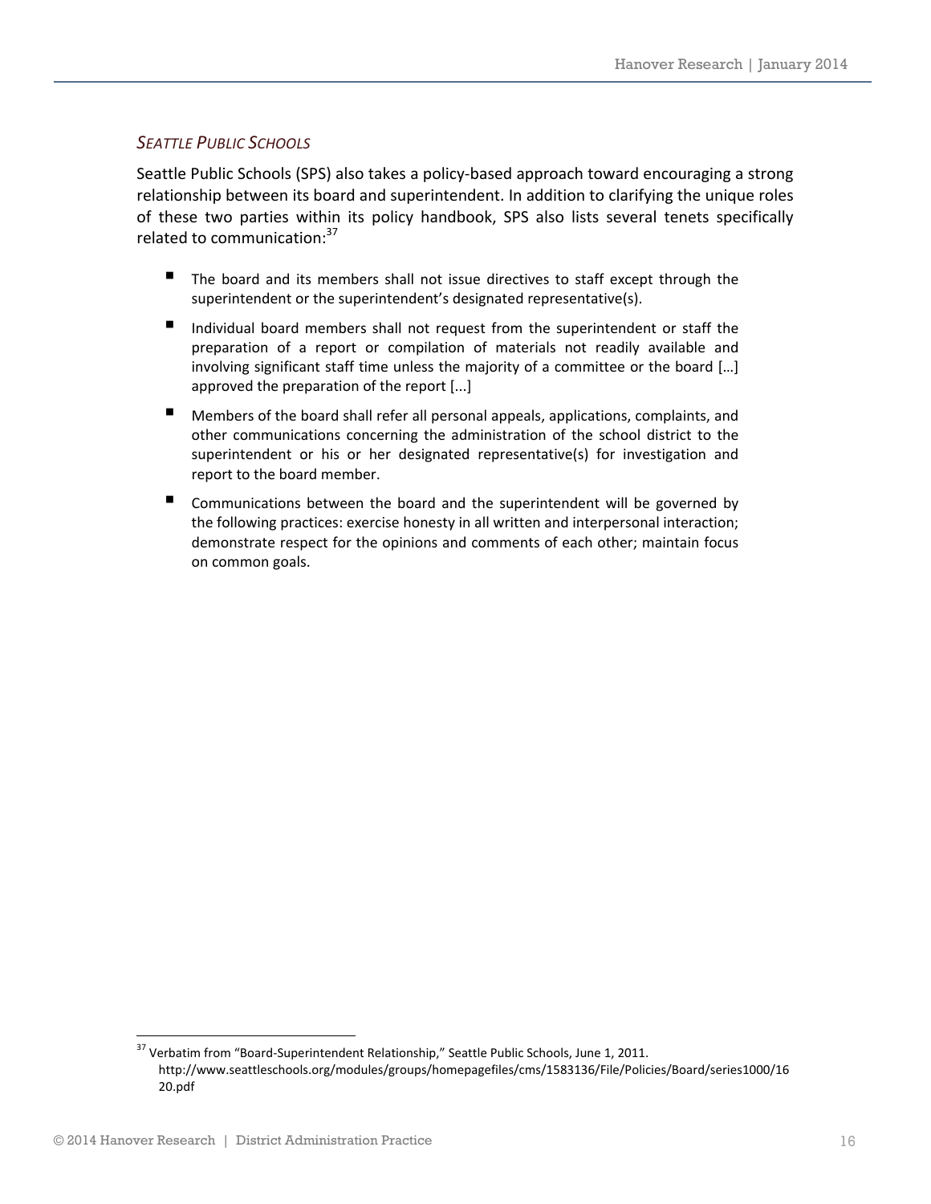### *SEATTLE PUBLIC SCHOOLS*

Seattle Public Schools (SPS) also takes a policy-based approach toward encouraging a strong relationship between its board and superintendent. In addition to clarifying the unique roles of these two parties within its policy handbook, SPS also lists several tenets specifically related to communication:[37]

- The board and its members shall not issue directives to staff except through the superintendent or the superintendent's designated representative(s).
- Individual board members shall not request from the superintendent or staff the preparation of a report or compilation of materials not readily available and involving significant staff time unless the majority of a committee or the board […] approved the preparation of the report [...]
- Members of the board shall refer all personal appeals, applications, complaints, and other communications concerning the administration of the school district to the superintendent or his or her designated representative(s) for investigation and report to the board member.
- Communications between the board and the superintendent will be governed by the following practices: exercise honesty in all written and interpersonal interaction; demonstrate respect for the opinions and comments of each other; maintain focus on common goals.

---

[37] Verbatim from "Board-Superintendent Relationship," Seattle Public Schools, June 1, 2011. http://www.seattleschools.org/modules/groups/homepagefiles/cms/1583136/File/Policies/Board/series1000/1620.pdf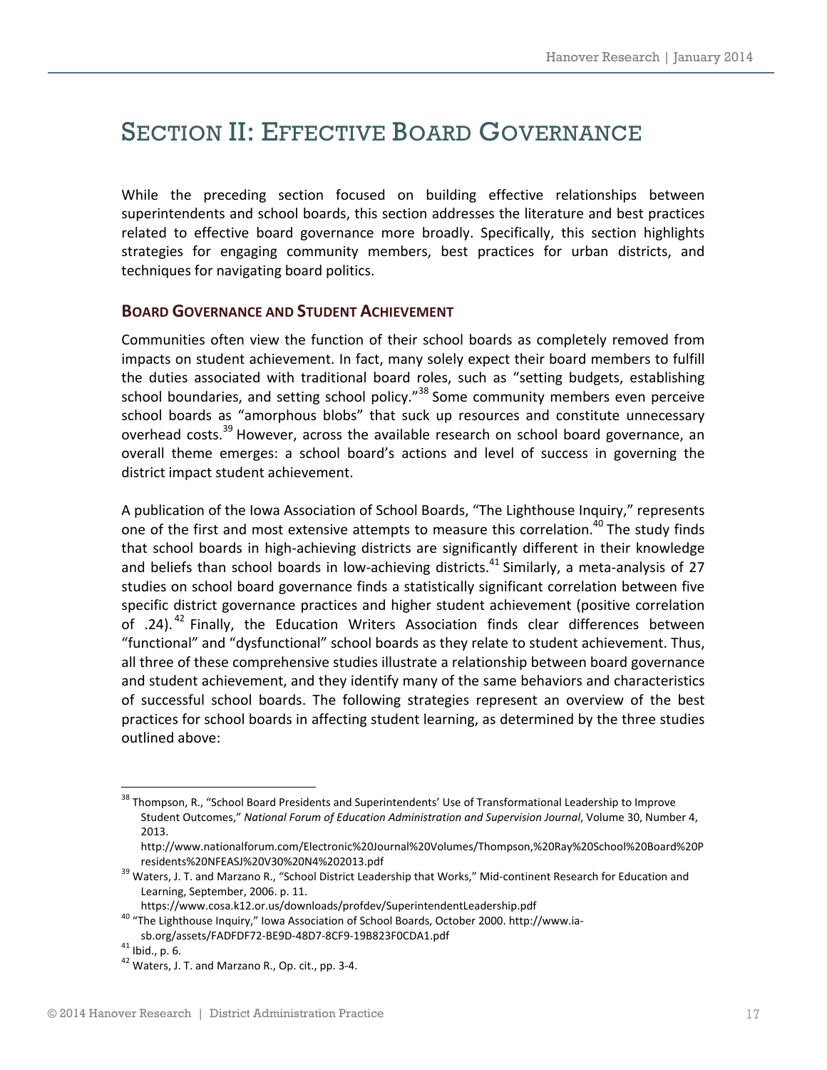# SECTION II: EFFECTIVE BOARD GOVERNANCE

While the preceding section focused on building effective relationships between superintendents and school boards, this section addresses the literature and best practices related to effective board governance more broadly. Specifically, this section highlights strategies for engaging community members, best practices for urban districts, and techniques for navigating board politics.

## BOARD GOVERNANCE AND STUDENT ACHIEVEMENT

Communities often view the function of their school boards as completely removed from impacts on student achievement. In fact, many solely expect their board members to fulfill the duties associated with traditional board roles, such as "setting budgets, establishing school boundaries, and setting school policy."[38] Some community members even perceive school boards as "amorphous blobs" that suck up resources and constitute unnecessary overhead costs.[39] However, across the available research on school board governance, an overall theme emerges: a school board's actions and level of success in governing the district impact student achievement.

A publication of the Iowa Association of School Boards, "The Lighthouse Inquiry," represents one of the first and most extensive attempts to measure this correlation.[40] The study finds that school boards in high-achieving districts are significantly different in their knowledge and beliefs than school boards in low-achieving districts.[41] Similarly, a meta-analysis of 27 studies on school board governance finds a statistically significant correlation between five specific district governance practices and higher student achievement (positive correlation of .24).[42] Finally, the Education Writers Association finds clear differences between "functional" and "dysfunctional" school boards as they relate to student achievement. Thus, all three of these comprehensive studies illustrate a relationship between board governance and student achievement, and they identify many of the same behaviors and characteristics of successful school boards. The following strategies represent an overview of the best practices for school boards in affecting student learning, as determined by the three studies outlined above:

---

[38] Thompson, R., "School Board Presidents and Superintendents' Use of Transformational Leadership to Improve Student Outcomes," *National Forum of Education Administration and Supervision Journal*, Volume 30, Number 4, 2013. http://www.nationalforum.com/Electronic%20Journal%20Volumes/Thompson,%20Ray%20School%20Board%20Presidents%20NFEASJ%20V30%20N4%202013.pdf

[39] Waters, J. T. and Marzano R., "School District Leadership that Works," Mid-continent Research for Education and Learning, September, 2006. p. 11. https://www.cosa.k12.or.us/downloads/profdev/SuperintendentLeadership.pdf

[40] "The Lighthouse Inquiry," Iowa Association of School Boards, October 2000. http://www.ia-sb.org/assets/FADFDF72-BE9D-48D7-8CF9-19B823F0CDA1.pdf

[41] Ibid., p. 6.

[42] Waters, J. T. and Marzano R., Op. cit., pp. 3-4.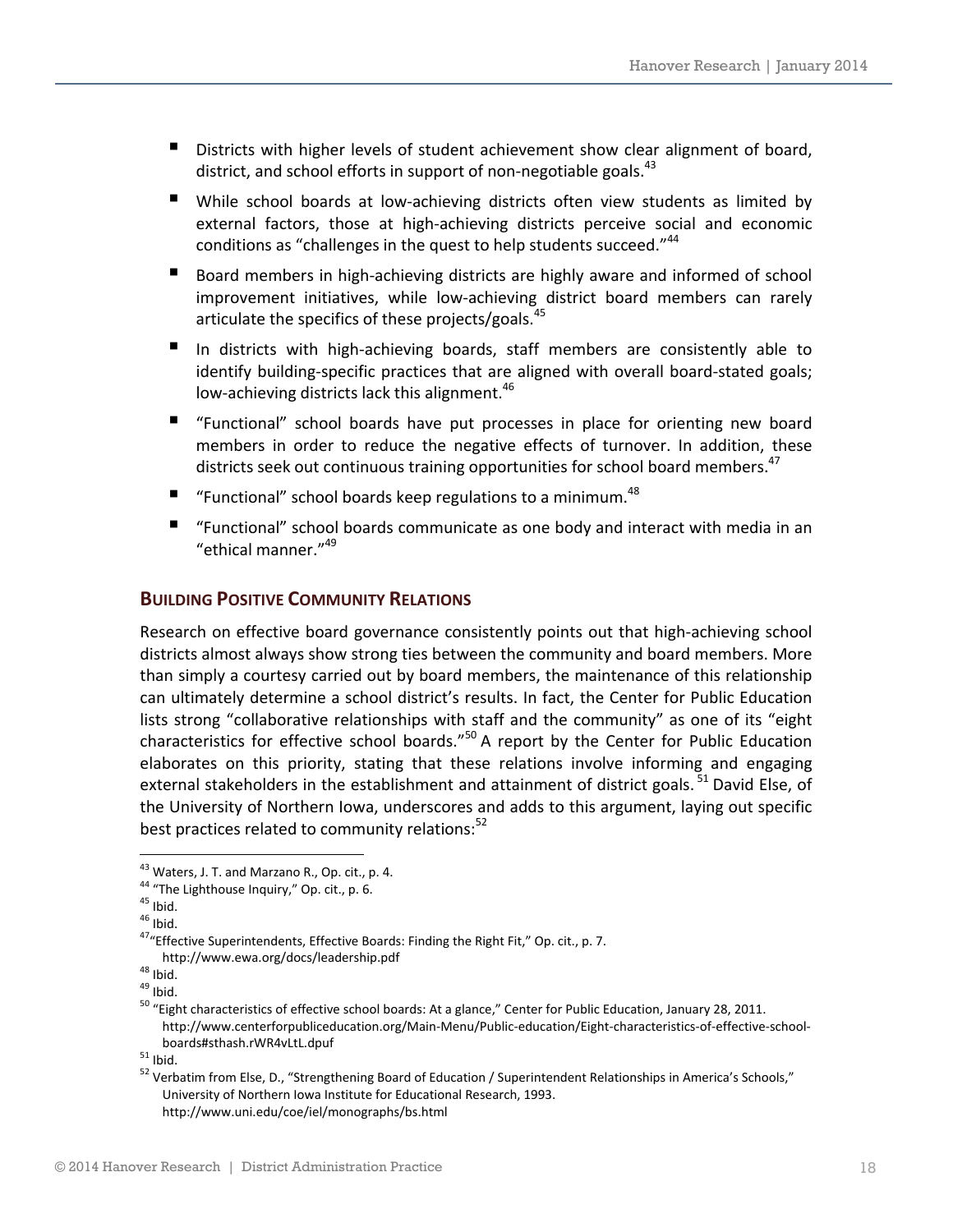- Districts with higher levels of student achievement show clear alignment of board, district, and school efforts in support of non-negotiable goals.[43]
- While school boards at low-achieving districts often view students as limited by external factors, those at high-achieving districts perceive social and economic conditions as "challenges in the quest to help students succeed."[44]
- Board members in high-achieving districts are highly aware and informed of school improvement initiatives, while low-achieving district board members can rarely articulate the specifics of these projects/goals.[45]
- In districts with high-achieving boards, staff members are consistently able to identify building-specific practices that are aligned with overall board-stated goals; low-achieving districts lack this alignment.[46]
- "Functional" school boards have put processes in place for orienting new board members in order to reduce the negative effects of turnover. In addition, these districts seek out continuous training opportunities for school board members.[47]
- "Functional" school boards keep regulations to a minimum.[48]
- "Functional" school boards communicate as one body and interact with media in an "ethical manner."[49]

## Building Positive Community Relations

Research on effective board governance consistently points out that high-achieving school districts almost always show strong ties between the community and board members. More than simply a courtesy carried out by board members, the maintenance of this relationship can ultimately determine a school district's results. In fact, the Center for Public Education lists strong "collaborative relationships with staff and the community" as one of its "eight characteristics for effective school boards."[50] A report by the Center for Public Education elaborates on this priority, stating that these relations involve informing and engaging external stakeholders in the establishment and attainment of district goals.[51] David Else, of the University of Northern Iowa, underscores and adds to this argument, laying out specific best practices related to community relations:[52]

---

[43] Waters, J. T. and Marzano R., Op. cit., p. 4.

[44] "The Lighthouse Inquiry," Op. cit., p. 6.

[45] Ibid.

[46] Ibid.

[47] "Effective Superintendents, Effective Boards: Finding the Right Fit," Op. cit., p. 7. http://www.ewa.org/docs/leadership.pdf

[48] Ibid.

[49] Ibid.

[50] "Eight characteristics of effective school boards: At a glance," Center for Public Education, January 28, 2011. http://www.centerforpubliceducation.org/Main-Menu/Public-education/Eight-characteristics-of-effective-school-boards#sthash.rWR4vLtL.dpuf

[51] Ibid.

[52] Verbatim from Else, D., "Strengthening Board of Education / Superintendent Relationships in America's Schools," University of Northern Iowa Institute for Educational Research, 1993. http://www.uni.edu/coe/iel/monographs/bs.html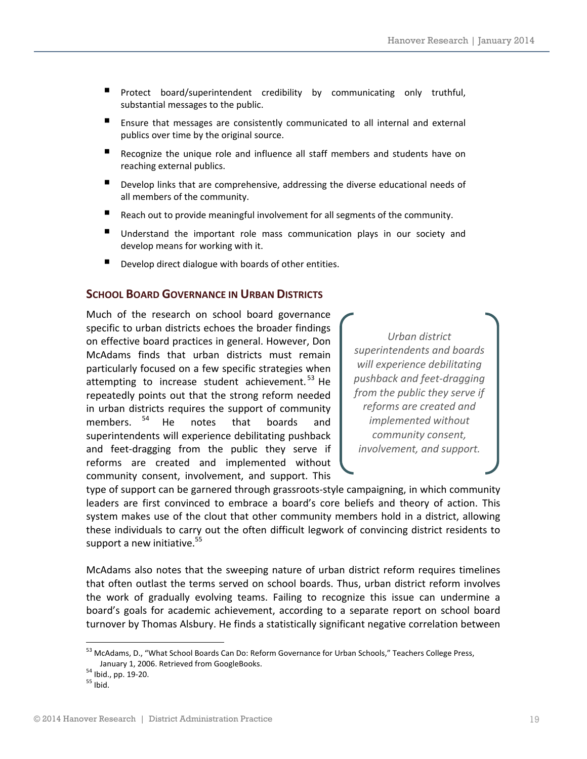- Protect board/superintendent credibility by communicating only truthful, substantial messages to the public.
- Ensure that messages are consistently communicated to all internal and external publics over time by the original source.
- Recognize the unique role and influence all staff members and students have on reaching external publics.
- Develop links that are comprehensive, addressing the diverse educational needs of all members of the community.
- Reach out to provide meaningful involvement for all segments of the community.
- Understand the important role mass communication plays in our society and develop means for working with it.
- Develop direct dialogue with boards of other entities.

### SCHOOL BOARD GOVERNANCE IN URBAN DISTRICTS

Much of the research on school board governance specific to urban districts echoes the broader findings on effective board practices in general. However, Don McAdams finds that urban districts must remain particularly focused on a few specific strategies when attempting to increase student achievement.[53] He repeatedly points out that the strong reform needed in urban districts requires the support of community members.[54] He notes that boards and superintendents will experience debilitating pushback and feet-dragging from the public they serve if reforms are created and implemented without community consent, involvement, and support. This type of support can be garnered through grassroots-style campaigning, in which community leaders are first convinced to embrace a board's core beliefs and theory of action. This system makes use of the clout that other community members hold in a district, allowing these individuals to carry out the often difficult legwork of convincing district residents to support a new initiative.[55]

> *Urban district superintendents and boards will experience debilitating pushback and feet-dragging from the public they serve if reforms are created and implemented without community consent, involvement, and support.*

McAdams also notes that the sweeping nature of urban district reform requires timelines that often outlast the terms served on school boards. Thus, urban district reform involves the work of gradually evolving teams. Failing to recognize this issue can undermine a board's goals for academic achievement, according to a separate report on school board turnover by Thomas Alsbury. He finds a statistically significant negative correlation between

---

[53] McAdams, D., "What School Boards Can Do: Reform Governance for Urban Schools," Teachers College Press, January 1, 2006. Retrieved from GoogleBooks.

[54] Ibid., pp. 19-20.

[55] Ibid.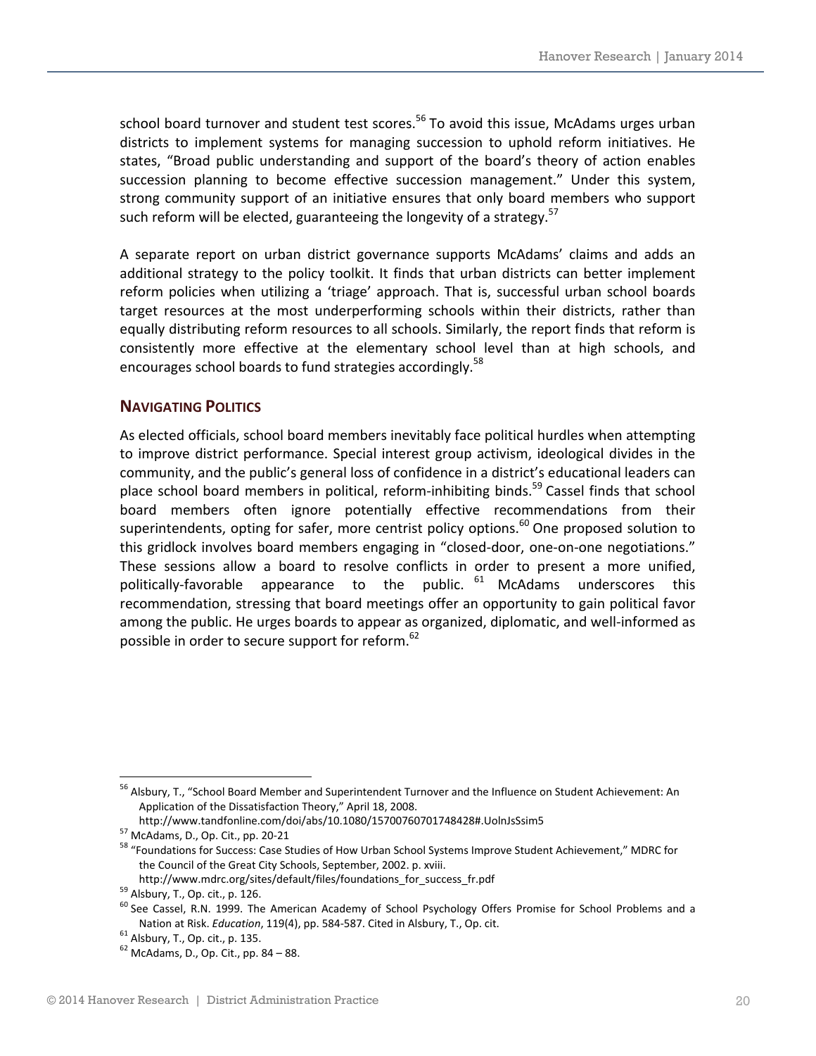school board turnover and student test scores.[56] To avoid this issue, McAdams urges urban districts to implement systems for managing succession to uphold reform initiatives. He states, "Broad public understanding and support of the board's theory of action enables succession planning to become effective succession management." Under this system, strong community support of an initiative ensures that only board members who support such reform will be elected, guaranteeing the longevity of a strategy.[57]

A separate report on urban district governance supports McAdams' claims and adds an additional strategy to the policy toolkit. It finds that urban districts can better implement reform policies when utilizing a 'triage' approach. That is, successful urban school boards target resources at the most underperforming schools within their districts, rather than equally distributing reform resources to all schools. Similarly, the report finds that reform is consistently more effective at the elementary school level than at high schools, and encourages school boards to fund strategies accordingly.[58]

### NAVIGATING POLITICS

As elected officials, school board members inevitably face political hurdles when attempting to improve district performance. Special interest group activism, ideological divides in the community, and the public's general loss of confidence in a district's educational leaders can place school board members in political, reform-inhibiting binds.[59] Cassel finds that school board members often ignore potentially effective recommendations from their superintendents, opting for safer, more centrist policy options.[60] One proposed solution to this gridlock involves board members engaging in "closed-door, one-on-one negotiations." These sessions allow a board to resolve conflicts in order to present a more unified, politically-favorable appearance to the public.[61] McAdams underscores this recommendation, stressing that board meetings offer an opportunity to gain political favor among the public. He urges boards to appear as organized, diplomatic, and well-informed as possible in order to secure support for reform.[62]

---

[56] Alsbury, T., "School Board Member and Superintendent Turnover and the Influence on Student Achievement: An Application of the Dissatisfaction Theory," April 18, 2008. http://www.tandfonline.com/doi/abs/10.1080/15700760701748428#.UolnJsSsim5

[57] McAdams, D., Op. Cit., pp. 20-21

[58] "Foundations for Success: Case Studies of How Urban School Systems Improve Student Achievement," MDRC for the Council of the Great City Schools, September, 2002. p. xviii. http://www.mdrc.org/sites/default/files/foundations_for_success_fr.pdf

[59] Alsbury, T., Op. cit., p. 126.

[60] See Cassel, R.N. 1999. The American Academy of School Psychology Offers Promise for School Problems and a Nation at Risk. *Education*, 119(4), pp. 584-587. Cited in Alsbury, T., Op. cit.

[61] Alsbury, T., Op. cit., p. 135.

[62] McAdams, D., Op. Cit., pp. 84 – 88.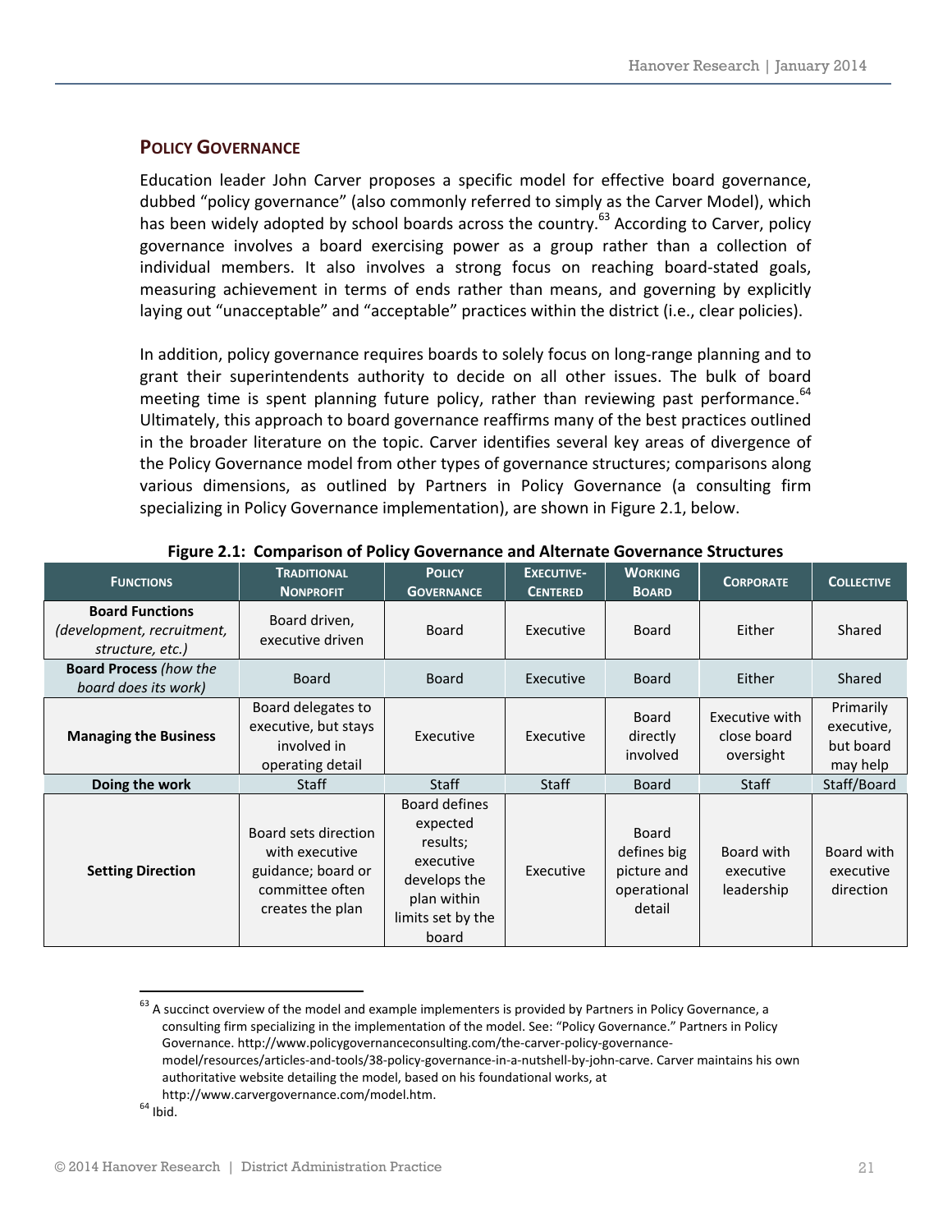## POLICY GOVERNANCE

Education leader John Carver proposes a specific model for effective board governance, dubbed "policy governance" (also commonly referred to simply as the Carver Model), which has been widely adopted by school boards across the country.[63] According to Carver, policy governance involves a board exercising power as a group rather than a collection of individual members. It also involves a strong focus on reaching board-stated goals, measuring achievement in terms of ends rather than means, and governing by explicitly laying out "unacceptable" and "acceptable" practices within the district (i.e., clear policies).

In addition, policy governance requires boards to solely focus on long-range planning and to grant their superintendents authority to decide on all other issues. The bulk of board meeting time is spent planning future policy, rather than reviewing past performance.[64] Ultimately, this approach to board governance reaffirms many of the best practices outlined in the broader literature on the topic. Carver identifies several key areas of divergence of the Policy Governance model from other types of governance structures; comparisons along various dimensions, as outlined by Partners in Policy Governance (a consulting firm specializing in Policy Governance implementation), are shown in Figure 2.1, below.

**Figure 2.1: Comparison of Policy Governance and Alternate Governance Structures**

| FUNCTIONS | TRADITIONAL NONPROFIT | POLICY GOVERNANCE | EXECUTIVE-CENTERED | WORKING BOARD | CORPORATE | COLLECTIVE |
|---|---|---|---|---|---|---|
| **Board Functions** *(development, recruitment, structure, etc.)* | Board driven, executive driven | Board | Executive | Board | Either | Shared |
| **Board Process** *(how the board does its work)* | Board | Board | Executive | Board | Either | Shared |
| **Managing the Business** | Board delegates to executive, but stays involved in operating detail | Executive | Executive | Board directly involved | Executive with close board oversight | Primarily executive, but board may help |
| **Doing the work** | Staff | Staff | Staff | Board | Staff | Staff/Board |
| **Setting Direction** | Board sets direction with executive guidance; board or committee often creates the plan | Board defines expected results; executive develops the plan within limits set by the board | Executive | Board defines big picture and operational detail | Board with executive leadership | Board with executive direction |

[63] A succinct overview of the model and example implementers is provided by Partners in Policy Governance, a consulting firm specializing in the implementation of the model. See: "Policy Governance." Partners in Policy Governance. http://www.policygovernanceconsulting.com/the-carver-policy-governance-model/resources/articles-and-tools/38-policy-governance-in-a-nutshell-by-john-carve. Carver maintains his own authoritative website detailing the model, based on his foundational works, at http://www.carvergovernance.com/model.htm.

[64] Ibid.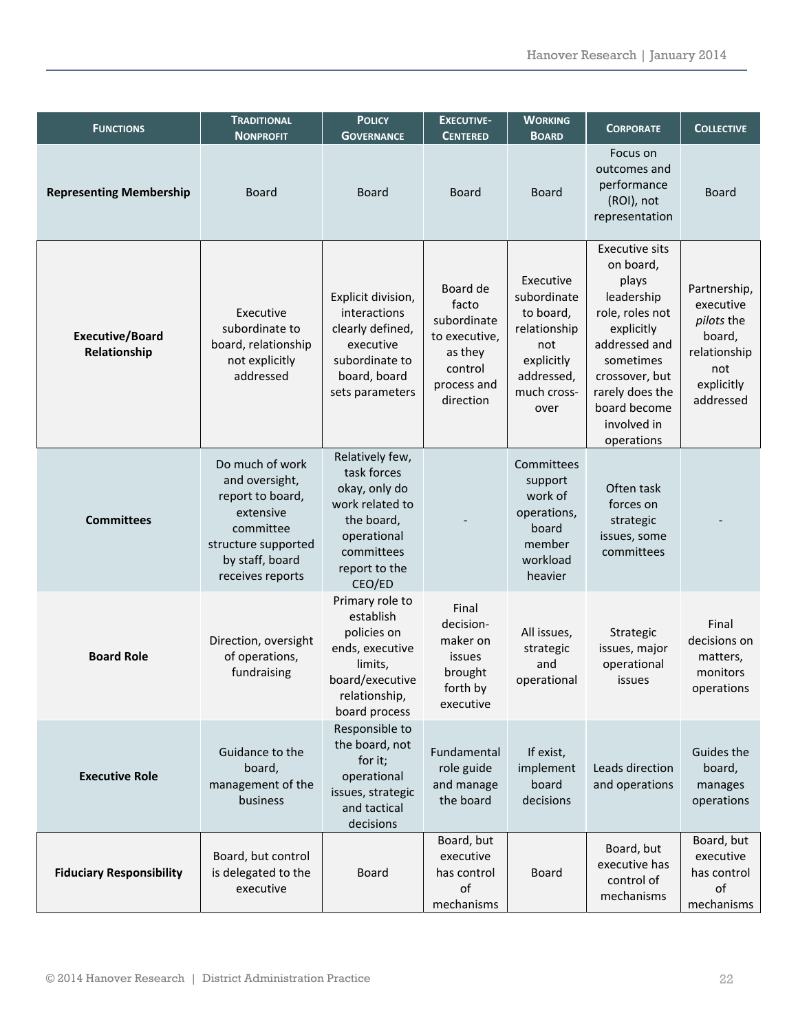| Functions | Traditional Nonprofit | Policy Governance | Executive-Centered | Working Board | Corporate | Collective |
|---|---|---|---|---|---|---|
| **Representing Membership** | Board | Board | Board | Board | Focus on outcomes and performance (ROI), not representation | Board |
| **Executive/Board Relationship** | Executive subordinate to board, relationship not explicitly addressed | Explicit division, interactions clearly defined, executive subordinate to board, board sets parameters | Board de facto subordinate to executive, as they control process and direction | Executive subordinate to board, relationship not explicitly addressed, much cross-over | Executive sits on board, plays leadership role, roles not explicitly addressed and sometimes crossover, but rarely does the board become involved in operations | Partnership, executive *pilots* the board, relationship not explicitly addressed |
| **Committees** | Do much of work and oversight, report to board, extensive committee structure supported by staff, board receives reports | Relatively few, task forces okay, only do work related to the board, operational committees report to the CEO/ED | - | Committees support work of operations, board member workload heavier | Often task forces on strategic issues, some committees | - |
| **Board Role** | Direction, oversight of operations, fundraising | Primary role to establish policies on ends, executive limits, board/executive relationship, board process | Final decision-maker on issues brought forth by executive | All issues, strategic and operational | Strategic issues, major operational issues | Final decisions on matters, monitors operations |
| **Executive Role** | Guidance to the board, management of the business | Responsible to the board, not for it; operational issues, strategic and tactical decisions | Fundamental role guide and manage the board | If exist, implement board decisions | Leads direction and operations | Guides the board, manages operations |
| **Fiduciary Responsibility** | Board, but control is delegated to the executive | Board | Board, but executive has control of mechanisms | Board | Board, but executive has control of mechanisms | Board, but executive has control of mechanisms |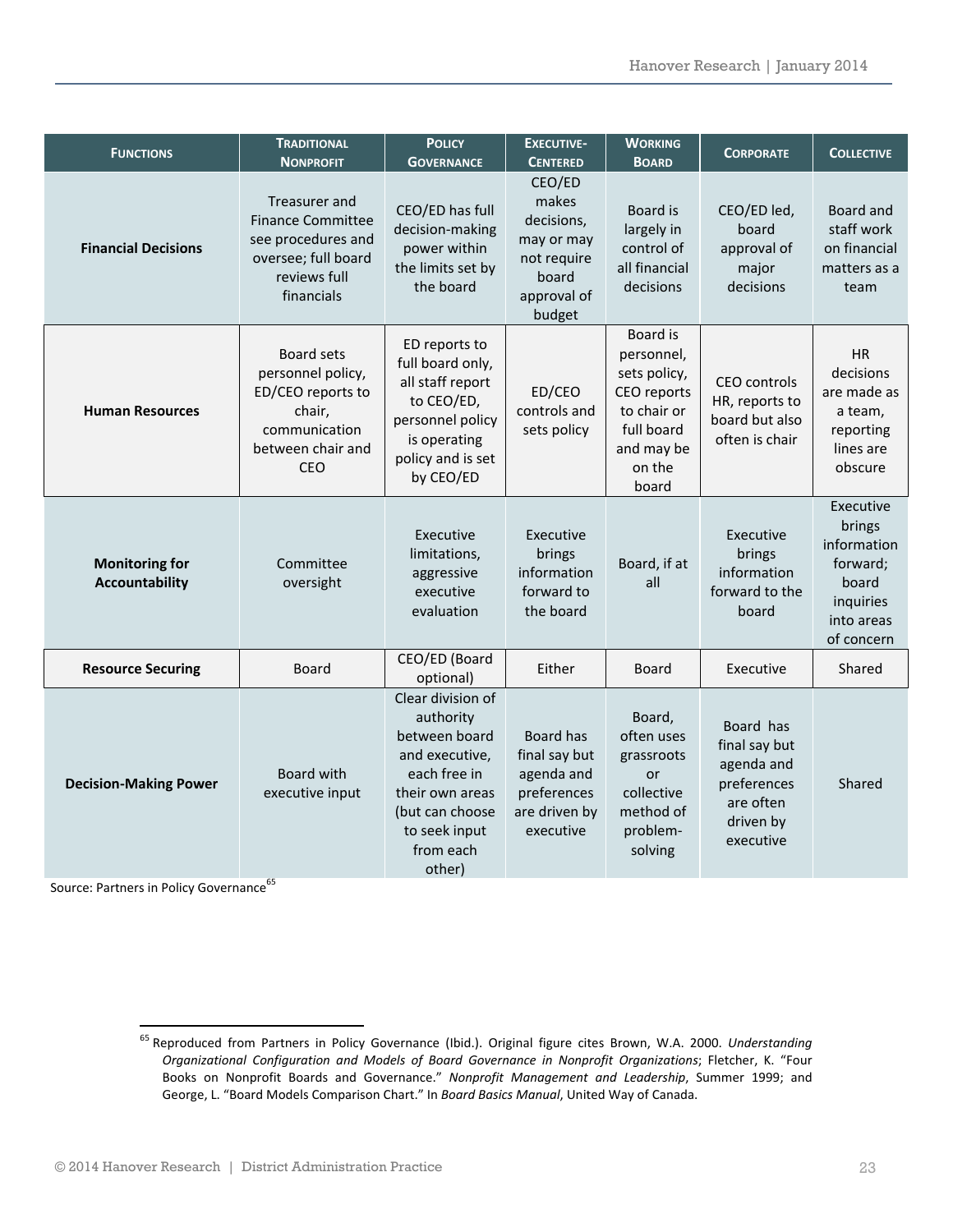| FUNCTIONS | TRADITIONAL NONPROFIT | POLICY GOVERNANCE | EXECUTIVE-CENTERED | WORKING BOARD | CORPORATE | COLLECTIVE |
|---|---|---|---|---|---|---|
| **Financial Decisions** | Treasurer and Finance Committee see procedures and oversee; full board reviews full financials | CEO/ED has full decision-making power within the limits set by the board | CEO/ED makes decisions, may or may not require board approval of budget | Board is largely in control of all financial decisions | CEO/ED led, board approval of major decisions | Board and staff work on financial matters as a team |
| **Human Resources** | Board sets personnel policy, ED/CEO reports to chair, communication between chair and CEO | ED reports to full board only, all staff report to CEO/ED, personnel policy is operating policy and is set by CEO/ED | ED/CEO controls and sets policy | Board is personnel, sets policy, CEO reports to chair or full board and may be on the board | CEO controls HR, reports to board but also often is chair | HR decisions are made as a team, reporting lines are obscure |
| **Monitoring for Accountability** | Committee oversight | Executive limitations, aggressive executive evaluation | Executive brings information forward to the board | Board, if at all | Executive brings information forward to the board | Executive brings information forward; board inquiries into areas of concern |
| **Resource Securing** | Board | CEO/ED (Board optional) | Either | Board | Executive | Shared |
| **Decision-Making Power** | Board with executive input | Clear division of authority between board and executive, each free in their own areas (but can choose to seek input from each other) | Board has final say but agenda and preferences are driven by executive | Board, often uses grassroots or collective method of problem-solving | Board has final say but agenda and preferences are often driven by executive | Shared |

Source: Partners in Policy Governance[65]

[65] Reproduced from Partners in Policy Governance (Ibid.). Original figure cites Brown, W.A. 2000. *Understanding Organizational Configuration and Models of Board Governance in Nonprofit Organizations*; Fletcher, K. "Four Books on Nonprofit Boards and Governance." *Nonprofit Management and Leadership*, Summer 1999; and George, L. "Board Models Comparison Chart." In *Board Basics Manual*, United Way of Canada.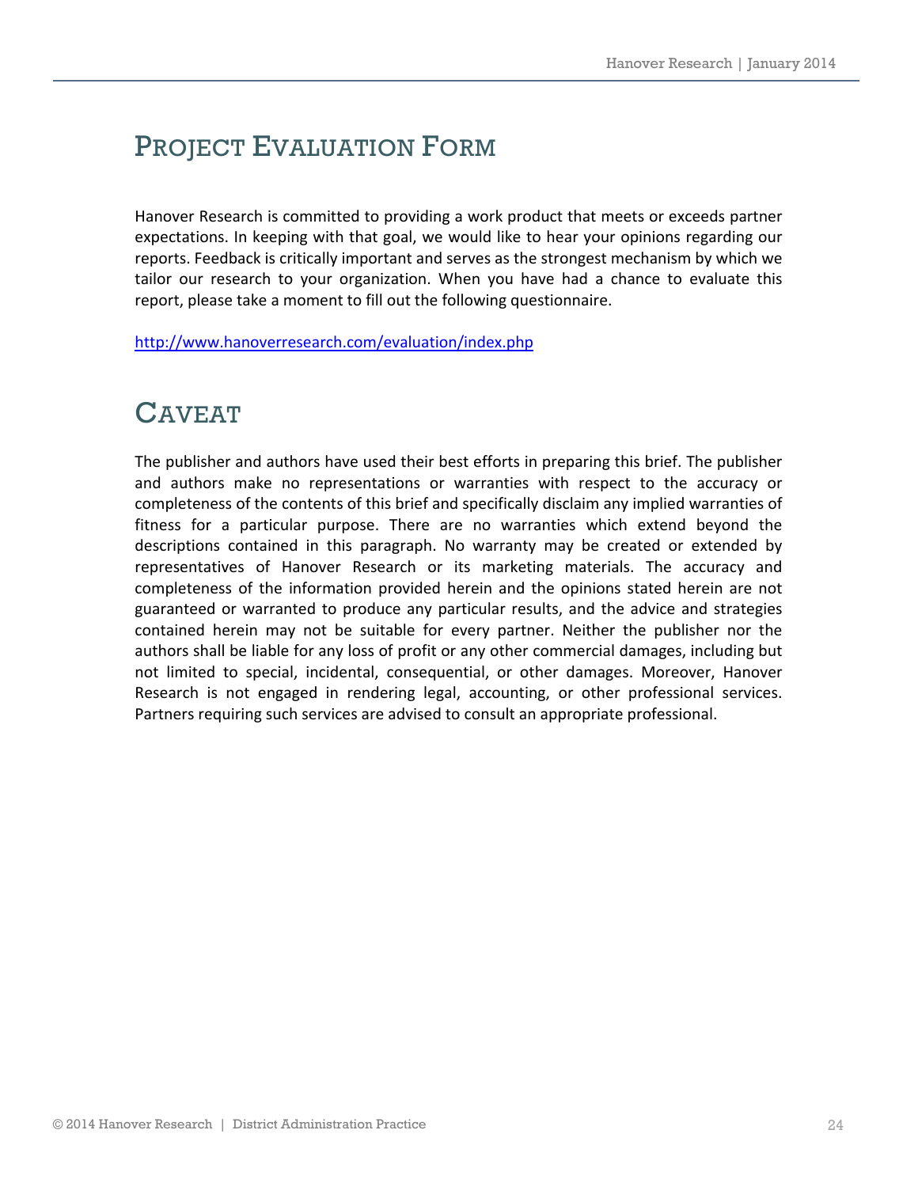# Project Evaluation Form

Hanover Research is committed to providing a work product that meets or exceeds partner expectations. In keeping with that goal, we would like to hear your opinions regarding our reports. Feedback is critically important and serves as the strongest mechanism by which we tailor our research to your organization. When you have had a chance to evaluate this report, please take a moment to fill out the following questionnaire.

http://www.hanoverresearch.com/evaluation/index.php

# Caveat

The publisher and authors have used their best efforts in preparing this brief. The publisher and authors make no representations or warranties with respect to the accuracy or completeness of the contents of this brief and specifically disclaim any implied warranties of fitness for a particular purpose. There are no warranties which extend beyond the descriptions contained in this paragraph. No warranty may be created or extended by representatives of Hanover Research or its marketing materials. The accuracy and completeness of the information provided herein and the opinions stated herein are not guaranteed or warranted to produce any particular results, and the advice and strategies contained herein may not be suitable for every partner. Neither the publisher nor the authors shall be liable for any loss of profit or any other commercial damages, including but not limited to special, incidental, consequential, or other damages. Moreover, Hanover Research is not engaged in rendering legal, accounting, or other professional services. Partners requiring such services are advised to consult an appropriate professional.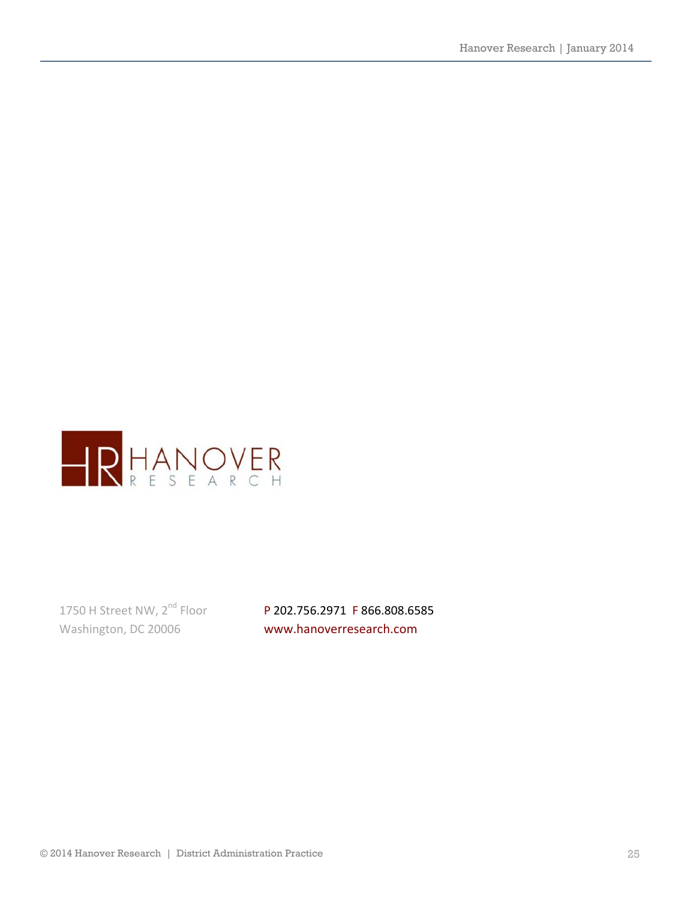HANOVER RESEARCH

1750 H Street NW, 2nd Floor
Washington, DC 20006

P 202.756.2971 F 866.808.6585
www.hanoverresearch.com